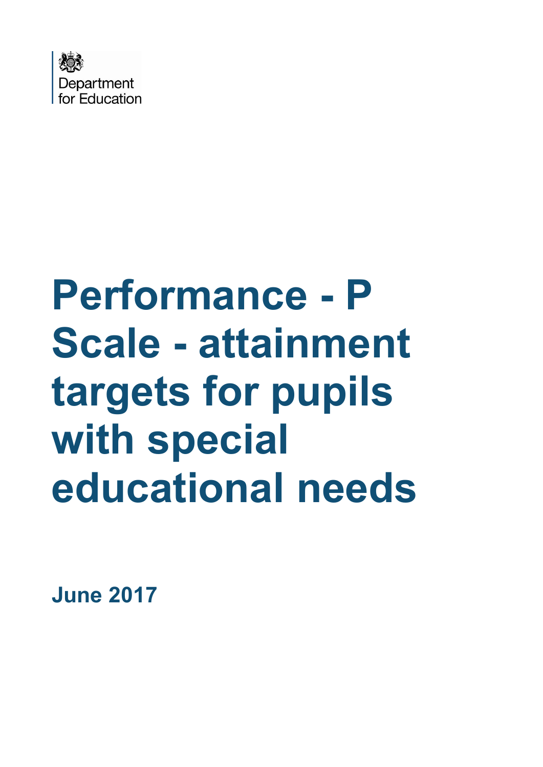Department for Education

# Performance - P Scale - attainment targets for pupils with special educational needs

**June 2017**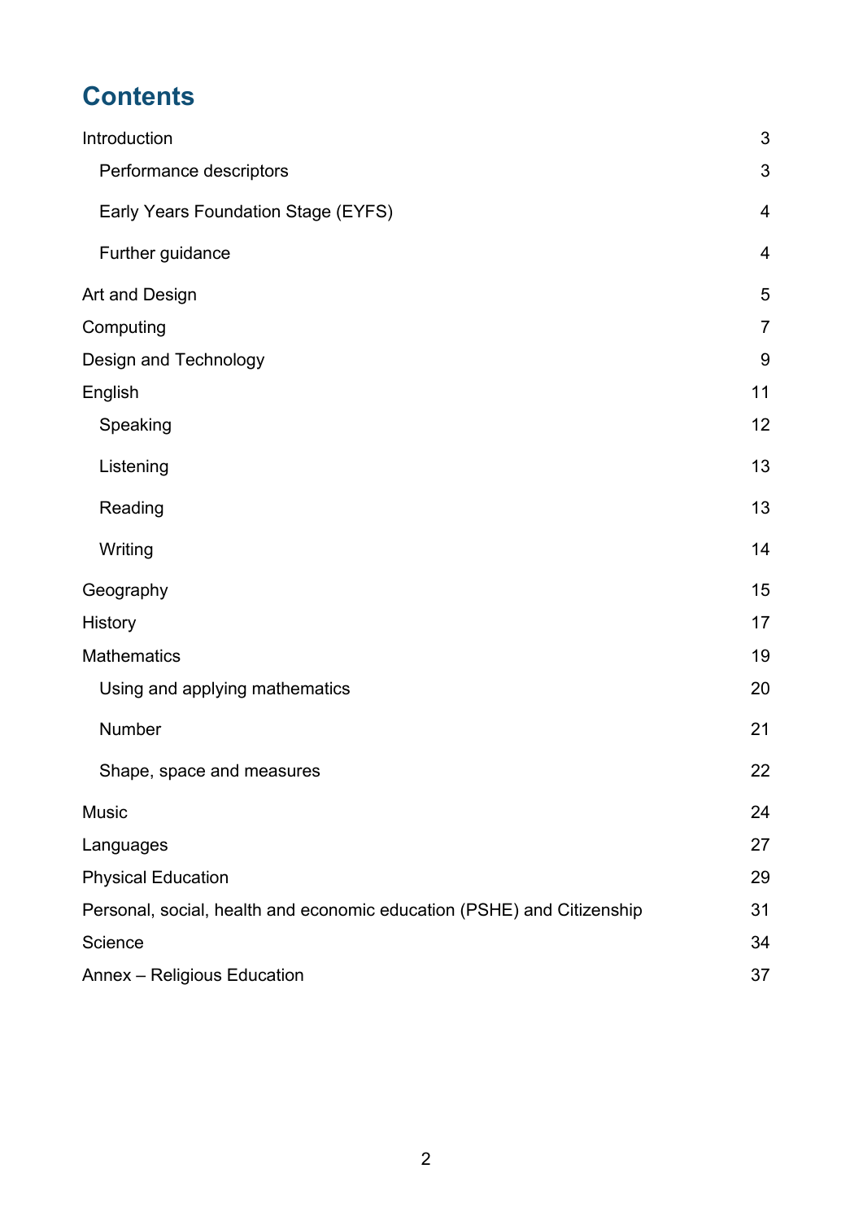# Contents

| | |
|---|---|
| Introduction | 3 |
| Performance descriptors | 3 |
| Early Years Foundation Stage (EYFS) | 4 |
| Further guidance | 4 |
| Art and Design | 5 |
| Computing | 7 |
| Design and Technology | 9 |
| English | 11 |
| Speaking | 12 |
| Listening | 13 |
| Reading | 13 |
| Writing | 14 |
| Geography | 15 |
| History | 17 |
| Mathematics | 19 |
| Using and applying mathematics | 20 |
| Number | 21 |
| Shape, space and measures | 22 |
| Music | 24 |
| Languages | 27 |
| Physical Education | 29 |
| Personal, social, health and economic education (PSHE) and Citizenship | 31 |
| Science | 34 |
| Annex – Religious Education | 37 |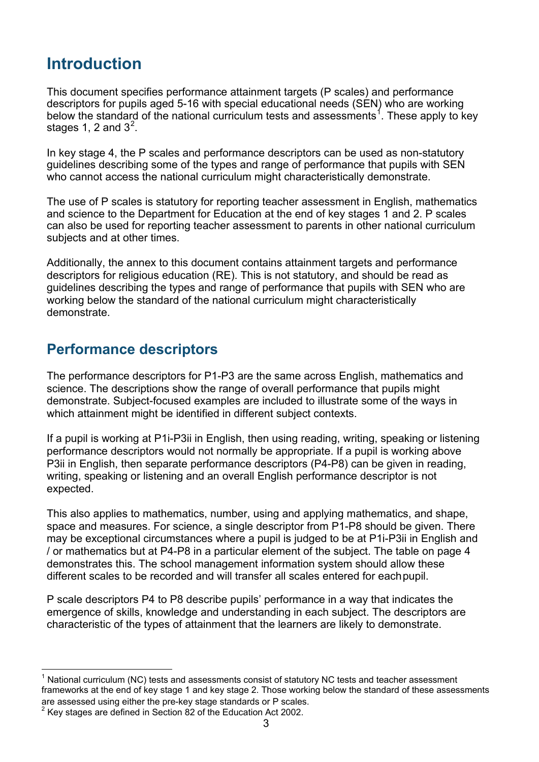## Introduction

This document specifies performance attainment targets (P scales) and performance descriptors for pupils aged 5-16 with special educational needs (SEN) who are working below the standard of the national curriculum tests and assessments[1]. These apply to key stages 1, 2 and 3[2].

In key stage 4, the P scales and performance descriptors can be used as non-statutory guidelines describing some of the types and range of performance that pupils with SEN who cannot access the national curriculum might characteristically demonstrate.

The use of P scales is statutory for reporting teacher assessment in English, mathematics and science to the Department for Education at the end of key stages 1 and 2. P scales can also be used for reporting teacher assessment to parents in other national curriculum subjects and at other times.

Additionally, the annex to this document contains attainment targets and performance descriptors for religious education (RE). This is not statutory, and should be read as guidelines describing the types and range of performance that pupils with SEN who are working below the standard of the national curriculum might characteristically demonstrate.

## Performance descriptors

The performance descriptors for P1-P3 are the same across English, mathematics and science. The descriptions show the range of overall performance that pupils might demonstrate. Subject-focused examples are included to illustrate some of the ways in which attainment might be identified in different subject contexts.

If a pupil is working at P1i-P3ii in English, then using reading, writing, speaking or listening performance descriptors would not normally be appropriate. If a pupil is working above P3ii in English, then separate performance descriptors (P4-P8) can be given in reading, writing, speaking or listening and an overall English performance descriptor is not expected.

This also applies to mathematics, number, using and applying mathematics, and shape, space and measures. For science, a single descriptor from P1-P8 should be given. There may be exceptional circumstances where a pupil is judged to be at P1i-P3ii in English and / or mathematics but at P4-P8 in a particular element of the subject. The table on page 4 demonstrates this. The school management information system should allow these different scales to be recorded and will transfer all scales entered for each pupil.

P scale descriptors P4 to P8 describe pupils' performance in a way that indicates the emergence of skills, knowledge and understanding in each subject. The descriptors are characteristic of the types of attainment that the learners are likely to demonstrate.

[1] National curriculum (NC) tests and assessments consist of statutory NC tests and teacher assessment frameworks at the end of key stage 1 and key stage 2. Those working below the standard of these assessments are assessed using either the pre-key stage standards or P scales.

[2] Key stages are defined in Section 82 of the Education Act 2002.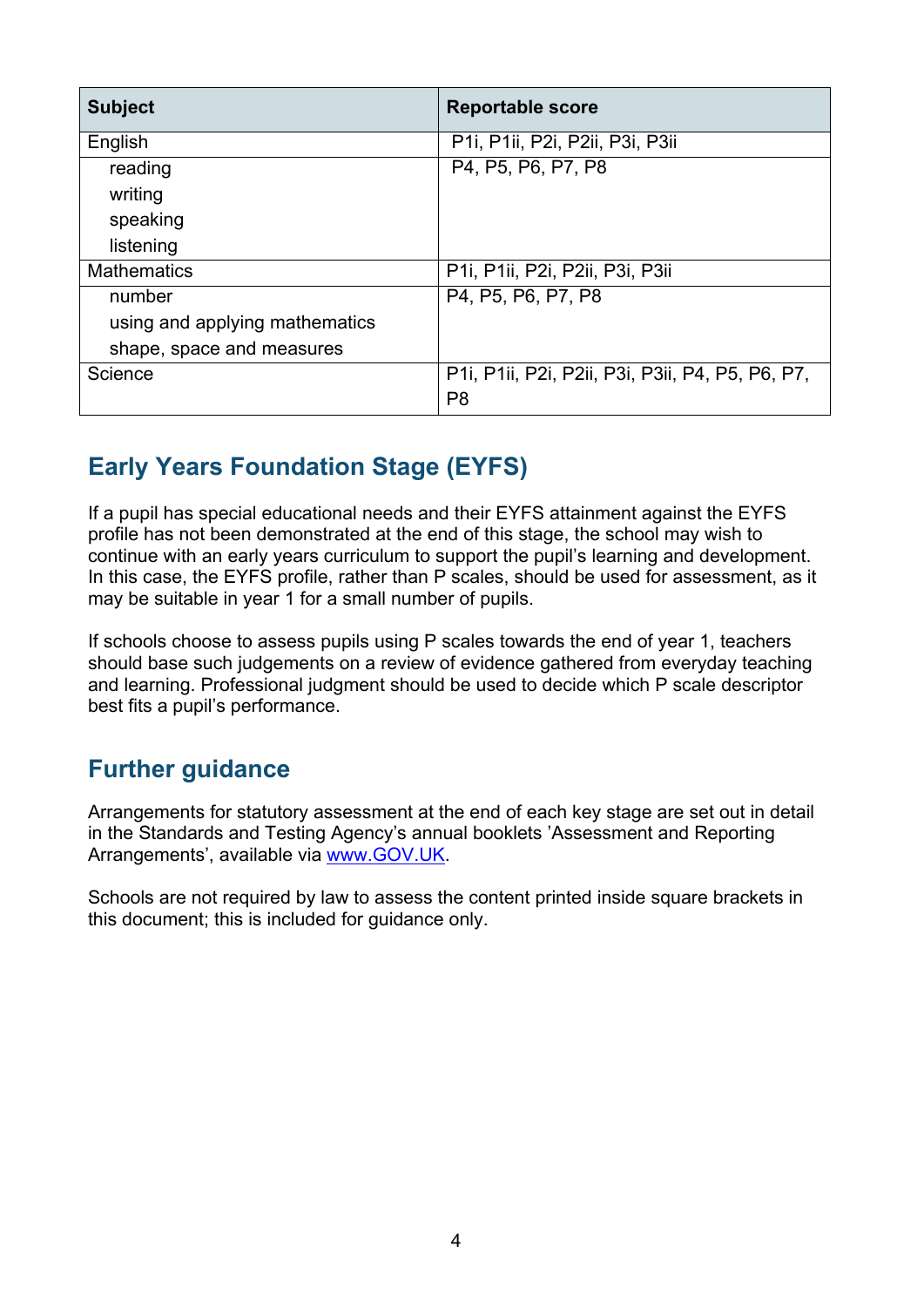| Subject | Reportable score |
| --- | --- |
| English | P1i, P1ii, P2i, P2ii, P3i, P3ii |
| reading<br>writing<br>speaking<br>listening | P4, P5, P6, P7, P8 |
| Mathematics | P1i, P1ii, P2i, P2ii, P3i, P3ii |
| number<br>using and applying mathematics<br>shape, space and measures | P4, P5, P6, P7, P8 |
| Science | P1i, P1ii, P2i, P2ii, P3i, P3ii, P4, P5, P6, P7, P8 |

## Early Years Foundation Stage (EYFS)

If a pupil has special educational needs and their EYFS attainment against the EYFS profile has not been demonstrated at the end of this stage, the school may wish to continue with an early years curriculum to support the pupil's learning and development. In this case, the EYFS profile, rather than P scales, should be used for assessment, as it may be suitable in year 1 for a small number of pupils.

If schools choose to assess pupils using P scales towards the end of year 1, teachers should base such judgements on a review of evidence gathered from everyday teaching and learning. Professional judgment should be used to decide which P scale descriptor best fits a pupil's performance.

## Further guidance

Arrangements for statutory assessment at the end of each key stage are set out in detail in the Standards and Testing Agency's annual booklets 'Assessment and Reporting Arrangements', available via [www.GOV.UK](http://www.GOV.UK).

Schools are not required by law to assess the content printed inside square brackets in this document; this is included for guidance only.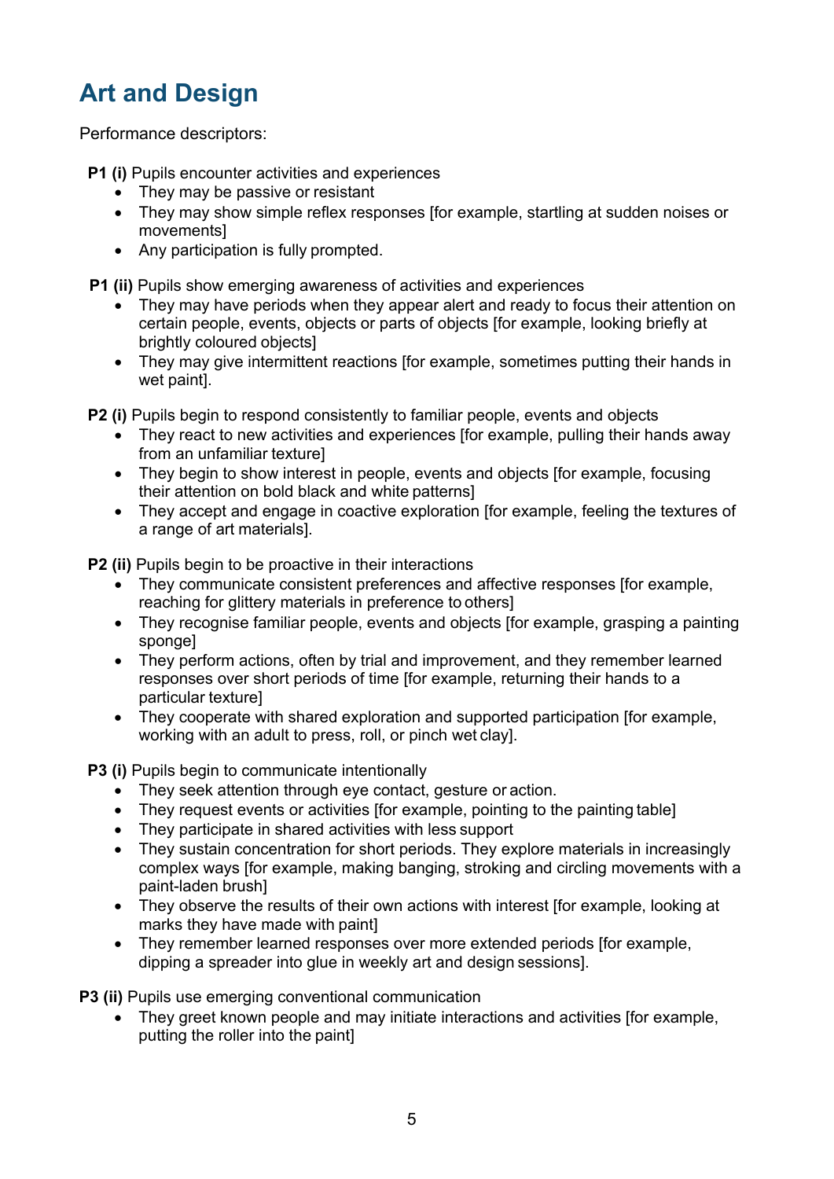# Art and Design

Performance descriptors:

**P1 (i)** Pupils encounter activities and experiences

- They may be passive or resistant
- They may show simple reflex responses [for example, startling at sudden noises or movements]
- Any participation is fully prompted.

**P1 (ii)** Pupils show emerging awareness of activities and experiences

- They may have periods when they appear alert and ready to focus their attention on certain people, events, objects or parts of objects [for example, looking briefly at brightly coloured objects]
- They may give intermittent reactions [for example, sometimes putting their hands in wet paint].

**P2 (i)** Pupils begin to respond consistently to familiar people, events and objects

- They react to new activities and experiences [for example, pulling their hands away from an unfamiliar texture]
- They begin to show interest in people, events and objects [for example, focusing their attention on bold black and white patterns]
- They accept and engage in coactive exploration [for example, feeling the textures of a range of art materials].

**P2 (ii)** Pupils begin to be proactive in their interactions

- They communicate consistent preferences and affective responses [for example, reaching for glittery materials in preference to others]
- They recognise familiar people, events and objects [for example, grasping a painting sponge]
- They perform actions, often by trial and improvement, and they remember learned responses over short periods of time [for example, returning their hands to a particular texture]
- They cooperate with shared exploration and supported participation [for example, working with an adult to press, roll, or pinch wet clay].

**P3 (i)** Pupils begin to communicate intentionally

- They seek attention through eye contact, gesture or action.
- They request events or activities [for example, pointing to the painting table]
- They participate in shared activities with less support
- They sustain concentration for short periods. They explore materials in increasingly complex ways [for example, making banging, stroking and circling movements with a paint-laden brush]
- They observe the results of their own actions with interest [for example, looking at marks they have made with paint]
- They remember learned responses over more extended periods [for example, dipping a spreader into glue in weekly art and design sessions].

**P3 (ii)** Pupils use emerging conventional communication

- They greet known people and may initiate interactions and activities [for example, putting the roller into the paint]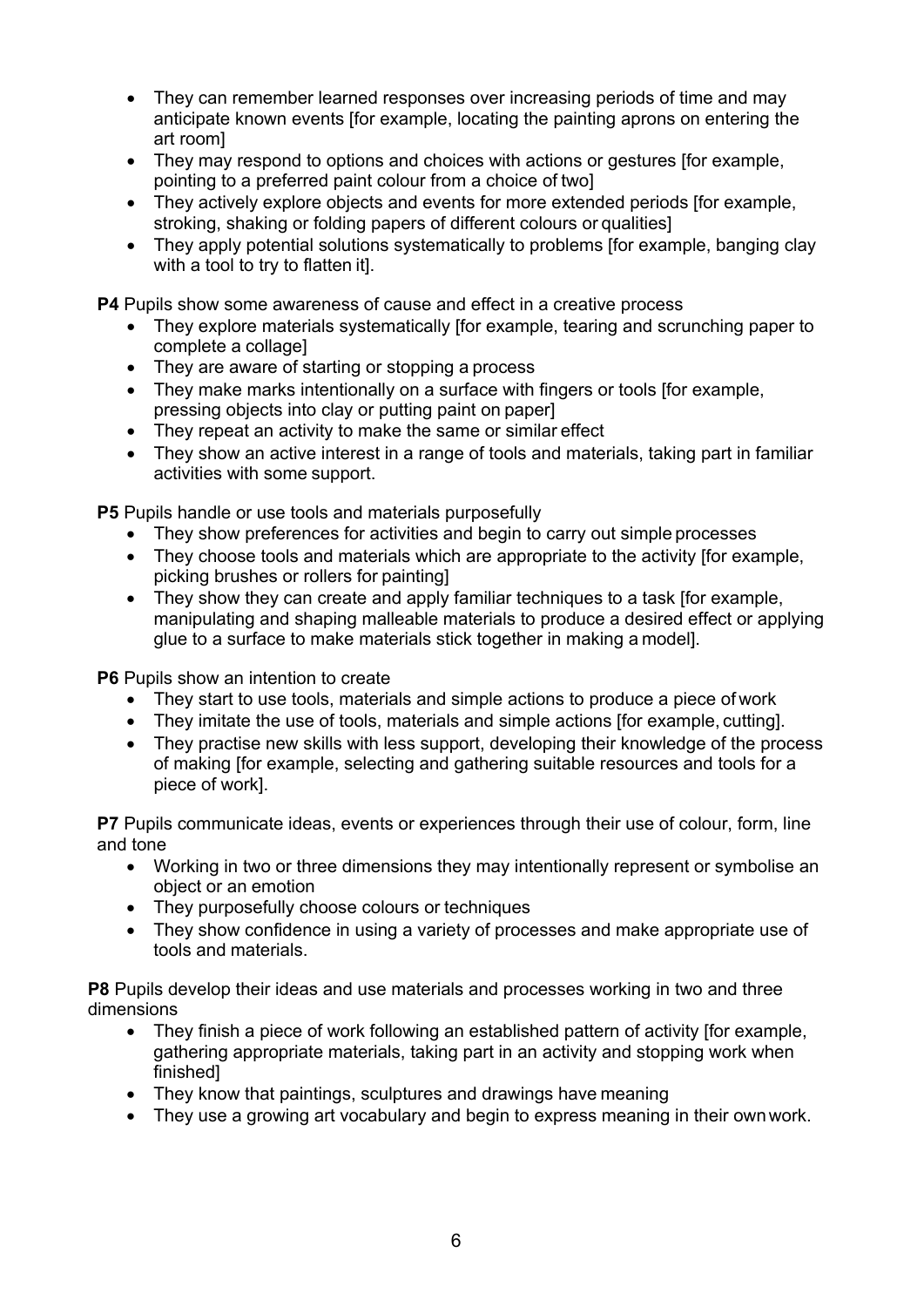- They can remember learned responses over increasing periods of time and may anticipate known events [for example, locating the painting aprons on entering the art room]
- They may respond to options and choices with actions or gestures [for example, pointing to a preferred paint colour from a choice of two]
- They actively explore objects and events for more extended periods [for example, stroking, shaking or folding papers of different colours or qualities]
- They apply potential solutions systematically to problems [for example, banging clay with a tool to try to flatten it].

**P4** Pupils show some awareness of cause and effect in a creative process

- They explore materials systematically [for example, tearing and scrunching paper to complete a collage]
- They are aware of starting or stopping a process
- They make marks intentionally on a surface with fingers or tools [for example, pressing objects into clay or putting paint on paper]
- They repeat an activity to make the same or similar effect
- They show an active interest in a range of tools and materials, taking part in familiar activities with some support.

**P5** Pupils handle or use tools and materials purposefully

- They show preferences for activities and begin to carry out simple processes
- They choose tools and materials which are appropriate to the activity [for example, picking brushes or rollers for painting]
- They show they can create and apply familiar techniques to a task [for example, manipulating and shaping malleable materials to produce a desired effect or applying glue to a surface to make materials stick together in making a model].

**P6** Pupils show an intention to create

- They start to use tools, materials and simple actions to produce a piece of work
- They imitate the use of tools, materials and simple actions [for example, cutting].
- They practise new skills with less support, developing their knowledge of the process of making [for example, selecting and gathering suitable resources and tools for a piece of work].

**P7** Pupils communicate ideas, events or experiences through their use of colour, form, line and tone

- Working in two or three dimensions they may intentionally represent or symbolise an object or an emotion
- They purposefully choose colours or techniques
- They show confidence in using a variety of processes and make appropriate use of tools and materials.

**P8** Pupils develop their ideas and use materials and processes working in two and three dimensions

- They finish a piece of work following an established pattern of activity [for example, gathering appropriate materials, taking part in an activity and stopping work when finished]
- They know that paintings, sculptures and drawings have meaning
- They use a growing art vocabulary and begin to express meaning in their own work.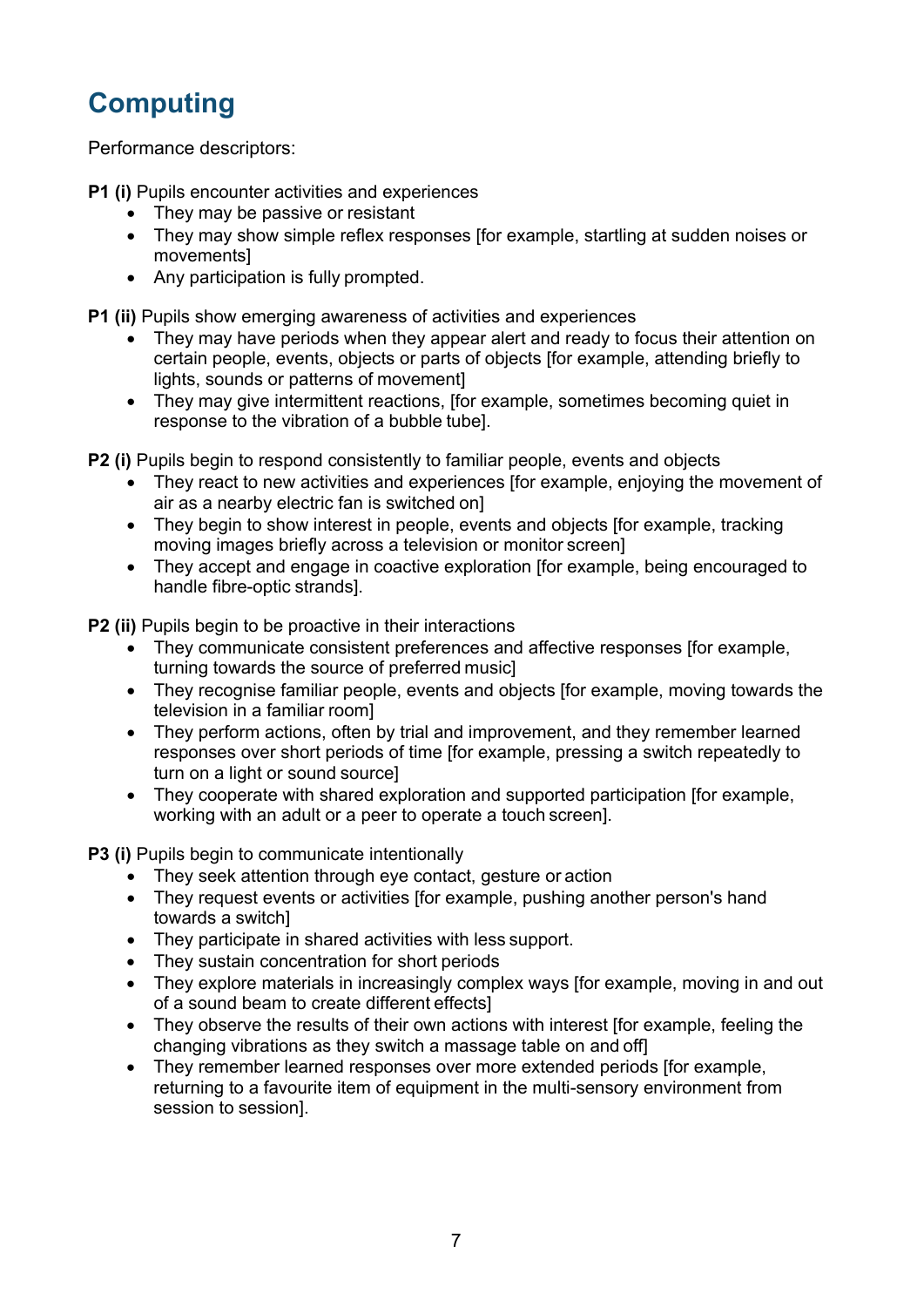# Computing

Performance descriptors:

**P1 (i)** Pupils encounter activities and experiences

- They may be passive or resistant
- They may show simple reflex responses [for example, startling at sudden noises or movements]
- Any participation is fully prompted.

**P1 (ii)** Pupils show emerging awareness of activities and experiences

- They may have periods when they appear alert and ready to focus their attention on certain people, events, objects or parts of objects [for example, attending briefly to lights, sounds or patterns of movement]
- They may give intermittent reactions, [for example, sometimes becoming quiet in response to the vibration of a bubble tube].

**P2 (i)** Pupils begin to respond consistently to familiar people, events and objects

- They react to new activities and experiences [for example, enjoying the movement of air as a nearby electric fan is switched on]
- They begin to show interest in people, events and objects [for example, tracking moving images briefly across a television or monitor screen]
- They accept and engage in coactive exploration [for example, being encouraged to handle fibre-optic strands].

**P2 (ii)** Pupils begin to be proactive in their interactions

- They communicate consistent preferences and affective responses [for example, turning towards the source of preferred music]
- They recognise familiar people, events and objects [for example, moving towards the television in a familiar room]
- They perform actions, often by trial and improvement, and they remember learned responses over short periods of time [for example, pressing a switch repeatedly to turn on a light or sound source]
- They cooperate with shared exploration and supported participation [for example, working with an adult or a peer to operate a touch screen].

**P3 (i)** Pupils begin to communicate intentionally

- They seek attention through eye contact, gesture or action
- They request events or activities [for example, pushing another person's hand towards a switch]
- They participate in shared activities with less support.
- They sustain concentration for short periods
- They explore materials in increasingly complex ways [for example, moving in and out of a sound beam to create different effects]
- They observe the results of their own actions with interest [for example, feeling the changing vibrations as they switch a massage table on and off]
- They remember learned responses over more extended periods [for example, returning to a favourite item of equipment in the multi-sensory environment from session to session].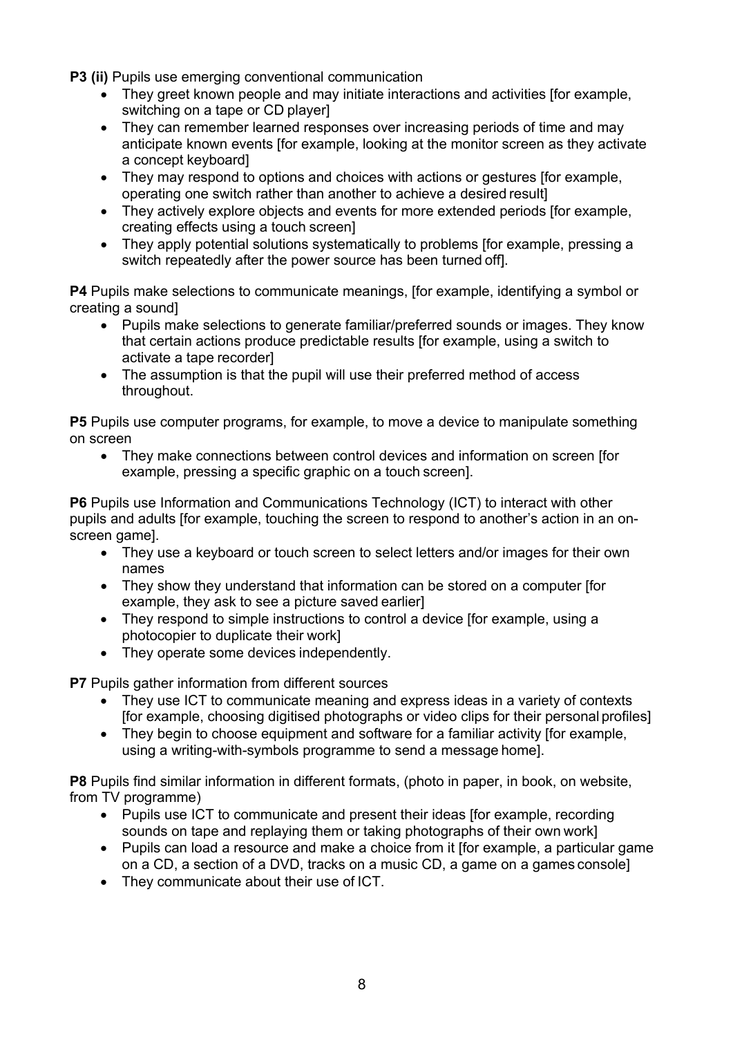**P3 (ii)** Pupils use emerging conventional communication

- They greet known people and may initiate interactions and activities [for example, switching on a tape or CD player]
- They can remember learned responses over increasing periods of time and may anticipate known events [for example, looking at the monitor screen as they activate a concept keyboard]
- They may respond to options and choices with actions or gestures [for example, operating one switch rather than another to achieve a desired result]
- They actively explore objects and events for more extended periods [for example, creating effects using a touch screen]
- They apply potential solutions systematically to problems [for example, pressing a switch repeatedly after the power source has been turned off].

**P4** Pupils make selections to communicate meanings, [for example, identifying a symbol or creating a sound]

- Pupils make selections to generate familiar/preferred sounds or images. They know that certain actions produce predictable results [for example, using a switch to activate a tape recorder]
- The assumption is that the pupil will use their preferred method of access throughout.

**P5** Pupils use computer programs, for example, to move a device to manipulate something on screen

- They make connections between control devices and information on screen [for example, pressing a specific graphic on a touch screen].

**P6** Pupils use Information and Communications Technology (ICT) to interact with other pupils and adults [for example, touching the screen to respond to another's action in an on-screen game].

- They use a keyboard or touch screen to select letters and/or images for their own names
- They show they understand that information can be stored on a computer [for example, they ask to see a picture saved earlier]
- They respond to simple instructions to control a device [for example, using a photocopier to duplicate their work]
- They operate some devices independently.

**P7** Pupils gather information from different sources

- They use ICT to communicate meaning and express ideas in a variety of contexts [for example, choosing digitised photographs or video clips for their personal profiles]
- They begin to choose equipment and software for a familiar activity [for example, using a writing-with-symbols programme to send a message home].

**P8** Pupils find similar information in different formats, (photo in paper, in book, on website, from TV programme)

- Pupils use ICT to communicate and present their ideas [for example, recording sounds on tape and replaying them or taking photographs of their own work]
- Pupils can load a resource and make a choice from it [for example, a particular game on a CD, a section of a DVD, tracks on a music CD, a game on a games console]
- They communicate about their use of ICT.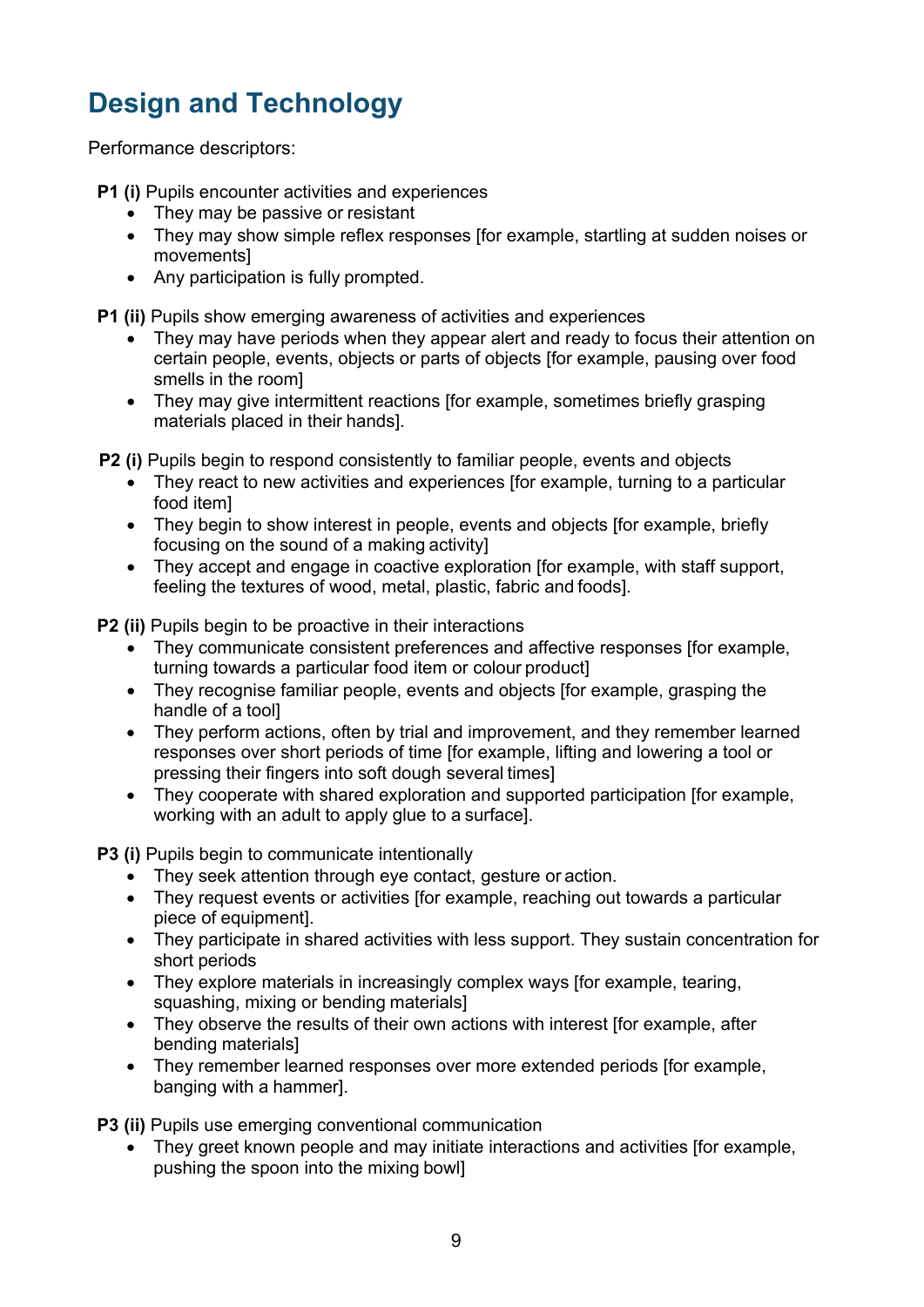# Design and Technology

Performance descriptors:

**P1 (i)** Pupils encounter activities and experiences

- They may be passive or resistant
- They may show simple reflex responses [for example, startling at sudden noises or movements]
- Any participation is fully prompted.

**P1 (ii)** Pupils show emerging awareness of activities and experiences

- They may have periods when they appear alert and ready to focus their attention on certain people, events, objects or parts of objects [for example, pausing over food smells in the room]
- They may give intermittent reactions [for example, sometimes briefly grasping materials placed in their hands].

**P2 (i)** Pupils begin to respond consistently to familiar people, events and objects

- They react to new activities and experiences [for example, turning to a particular food item]
- They begin to show interest in people, events and objects [for example, briefly focusing on the sound of a making activity]
- They accept and engage in coactive exploration [for example, with staff support, feeling the textures of wood, metal, plastic, fabric and foods].

**P2 (ii)** Pupils begin to be proactive in their interactions

- They communicate consistent preferences and affective responses [for example, turning towards a particular food item or colour product]
- They recognise familiar people, events and objects [for example, grasping the handle of a tool]
- They perform actions, often by trial and improvement, and they remember learned responses over short periods of time [for example, lifting and lowering a tool or pressing their fingers into soft dough several times]
- They cooperate with shared exploration and supported participation [for example, working with an adult to apply glue to a surface].

**P3 (i)** Pupils begin to communicate intentionally

- They seek attention through eye contact, gesture or action.
- They request events or activities [for example, reaching out towards a particular piece of equipment].
- They participate in shared activities with less support. They sustain concentration for short periods
- They explore materials in increasingly complex ways [for example, tearing, squashing, mixing or bending materials]
- They observe the results of their own actions with interest [for example, after bending materials]
- They remember learned responses over more extended periods [for example, banging with a hammer].

**P3 (ii)** Pupils use emerging conventional communication

- They greet known people and may initiate interactions and activities [for example, pushing the spoon into the mixing bowl]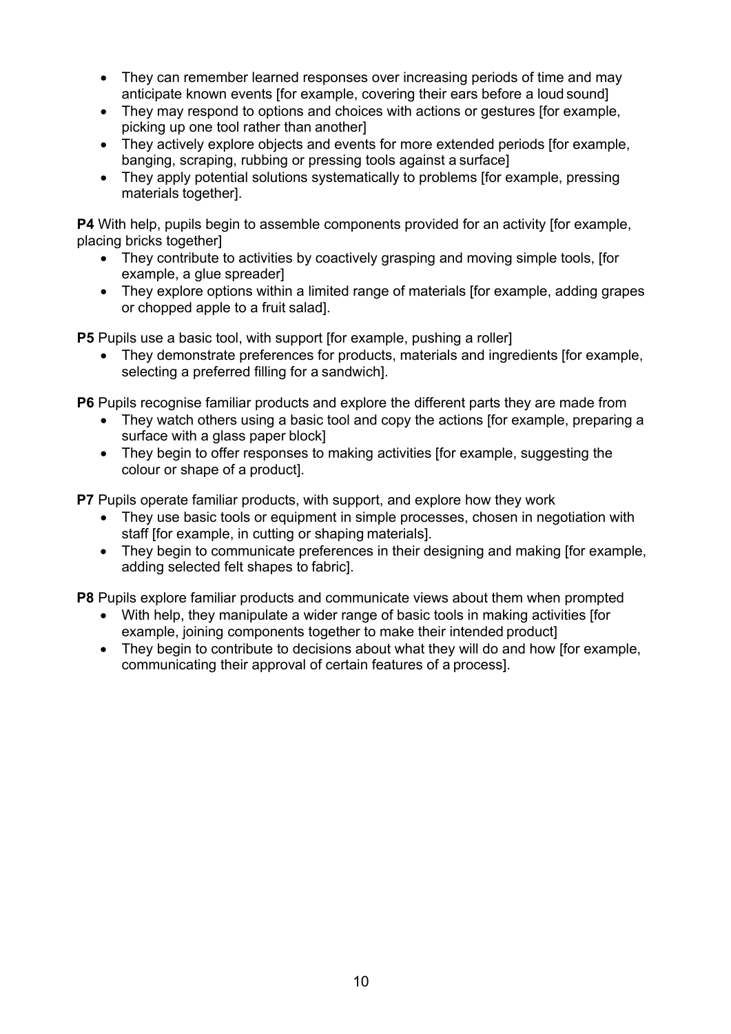- They can remember learned responses over increasing periods of time and may anticipate known events [for example, covering their ears before a loud sound]
- They may respond to options and choices with actions or gestures [for example, picking up one tool rather than another]
- They actively explore objects and events for more extended periods [for example, banging, scraping, rubbing or pressing tools against a surface]
- They apply potential solutions systematically to problems [for example, pressing materials together].

**P4** With help, pupils begin to assemble components provided for an activity [for example, placing bricks together]

- They contribute to activities by coactively grasping and moving simple tools, [for example, a glue spreader]
- They explore options within a limited range of materials [for example, adding grapes or chopped apple to a fruit salad].

**P5** Pupils use a basic tool, with support [for example, pushing a roller]

- They demonstrate preferences for products, materials and ingredients [for example, selecting a preferred filling for a sandwich].

**P6** Pupils recognise familiar products and explore the different parts they are made from

- They watch others using a basic tool and copy the actions [for example, preparing a surface with a glass paper block]
- They begin to offer responses to making activities [for example, suggesting the colour or shape of a product].

**P7** Pupils operate familiar products, with support, and explore how they work

- They use basic tools or equipment in simple processes, chosen in negotiation with staff [for example, in cutting or shaping materials].
- They begin to communicate preferences in their designing and making [for example, adding selected felt shapes to fabric].

**P8** Pupils explore familiar products and communicate views about them when prompted

- With help, they manipulate a wider range of basic tools in making activities [for example, joining components together to make their intended product]
- They begin to contribute to decisions about what they will do and how [for example, communicating their approval of certain features of a process].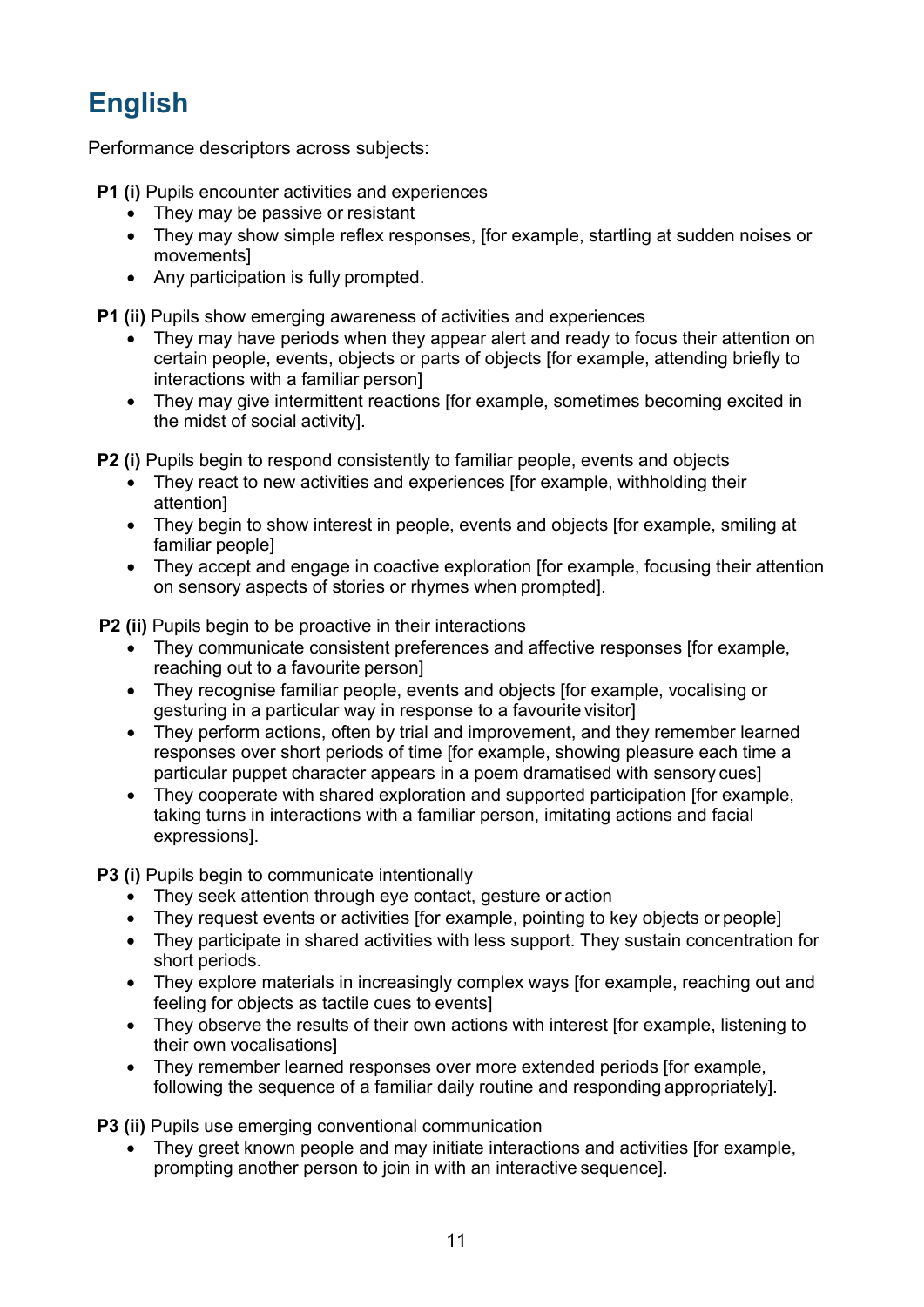# English

Performance descriptors across subjects:

**P1 (i)** Pupils encounter activities and experiences

- They may be passive or resistant
- They may show simple reflex responses, [for example, startling at sudden noises or movements]
- Any participation is fully prompted.

**P1 (ii)** Pupils show emerging awareness of activities and experiences

- They may have periods when they appear alert and ready to focus their attention on certain people, events, objects or parts of objects [for example, attending briefly to interactions with a familiar person]
- They may give intermittent reactions [for example, sometimes becoming excited in the midst of social activity].

**P2 (i)** Pupils begin to respond consistently to familiar people, events and objects

- They react to new activities and experiences [for example, withholding their attention]
- They begin to show interest in people, events and objects [for example, smiling at familiar people]
- They accept and engage in coactive exploration [for example, focusing their attention on sensory aspects of stories or rhymes when prompted].

**P2 (ii)** Pupils begin to be proactive in their interactions

- They communicate consistent preferences and affective responses [for example, reaching out to a favourite person]
- They recognise familiar people, events and objects [for example, vocalising or gesturing in a particular way in response to a favourite visitor]
- They perform actions, often by trial and improvement, and they remember learned responses over short periods of time [for example, showing pleasure each time a particular puppet character appears in a poem dramatised with sensory cues]
- They cooperate with shared exploration and supported participation [for example, taking turns in interactions with a familiar person, imitating actions and facial expressions].

**P3 (i)** Pupils begin to communicate intentionally

- They seek attention through eye contact, gesture or action
- They request events or activities [for example, pointing to key objects or people]
- They participate in shared activities with less support. They sustain concentration for short periods.
- They explore materials in increasingly complex ways [for example, reaching out and feeling for objects as tactile cues to events]
- They observe the results of their own actions with interest [for example, listening to their own vocalisations]
- They remember learned responses over more extended periods [for example, following the sequence of a familiar daily routine and responding appropriately].

**P3 (ii)** Pupils use emerging conventional communication

- They greet known people and may initiate interactions and activities [for example, prompting another person to join in with an interactive sequence].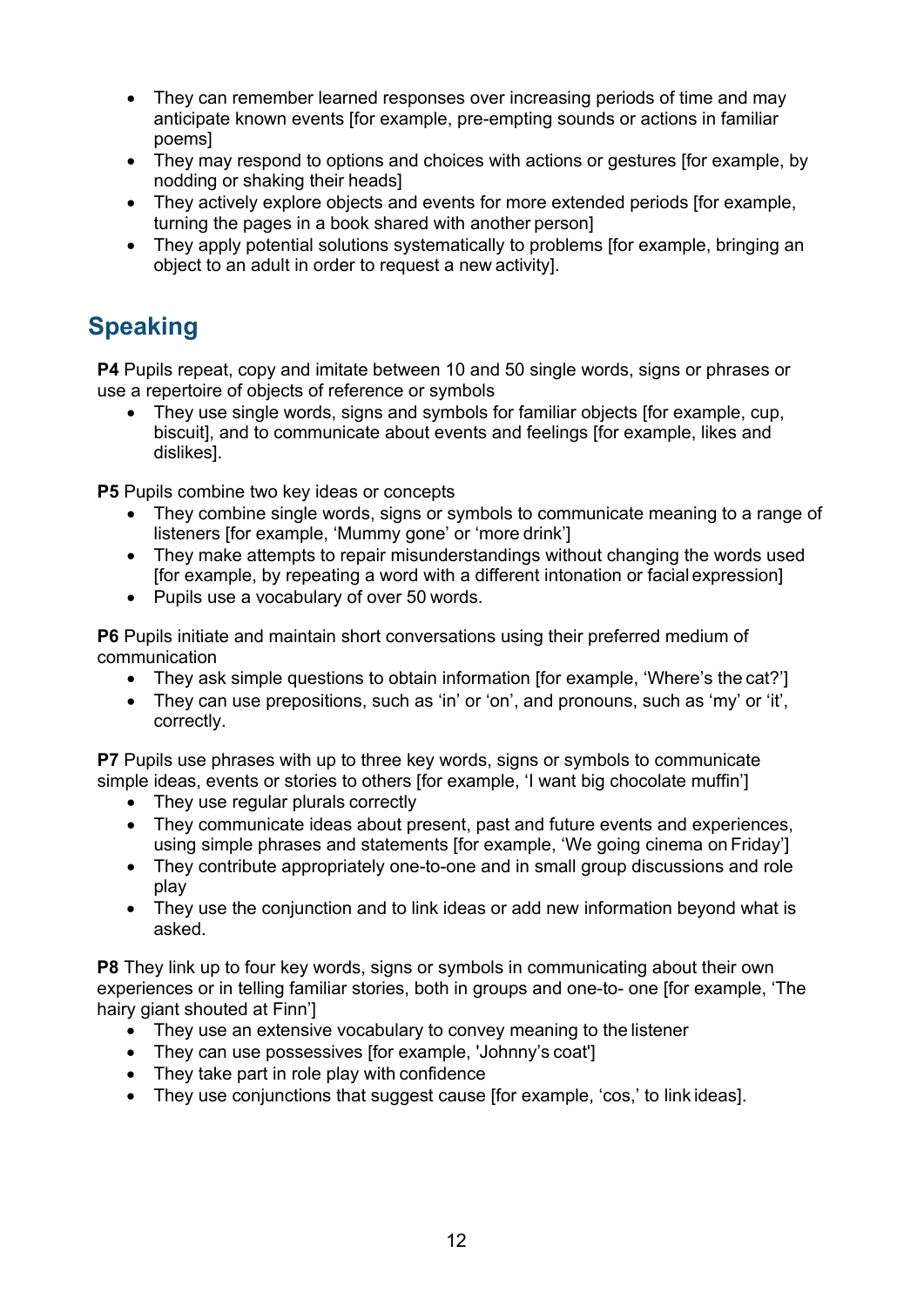- They can remember learned responses over increasing periods of time and may anticipate known events [for example, pre-empting sounds or actions in familiar poems]
- They may respond to options and choices with actions or gestures [for example, by nodding or shaking their heads]
- They actively explore objects and events for more extended periods [for example, turning the pages in a book shared with another person]
- They apply potential solutions systematically to problems [for example, bringing an object to an adult in order to request a new activity].

## Speaking

**P4** Pupils repeat, copy and imitate between 10 and 50 single words, signs or phrases or use a repertoire of objects of reference or symbols

- They use single words, signs and symbols for familiar objects [for example, cup, biscuit], and to communicate about events and feelings [for example, likes and dislikes].

**P5** Pupils combine two key ideas or concepts

- They combine single words, signs or symbols to communicate meaning to a range of listeners [for example, 'Mummy gone' or 'more drink']
- They make attempts to repair misunderstandings without changing the words used [for example, by repeating a word with a different intonation or facial expression]
- Pupils use a vocabulary of over 50 words.

**P6** Pupils initiate and maintain short conversations using their preferred medium of communication

- They ask simple questions to obtain information [for example, 'Where's the cat?']
- They can use prepositions, such as 'in' or 'on', and pronouns, such as 'my' or 'it', correctly.

**P7** Pupils use phrases with up to three key words, signs or symbols to communicate simple ideas, events or stories to others [for example, 'I want big chocolate muffin']

- They use regular plurals correctly
- They communicate ideas about present, past and future events and experiences, using simple phrases and statements [for example, 'We going cinema on Friday']
- They contribute appropriately one-to-one and in small group discussions and role play
- They use the conjunction and to link ideas or add new information beyond what is asked.

**P8** They link up to four key words, signs or symbols in communicating about their own experiences or in telling familiar stories, both in groups and one-to- one [for example, 'The hairy giant shouted at Finn']

- They use an extensive vocabulary to convey meaning to the listener
- They can use possessives [for example, 'Johnny's coat']
- They take part in role play with confidence
- They use conjunctions that suggest cause [for example, 'cos,' to link ideas].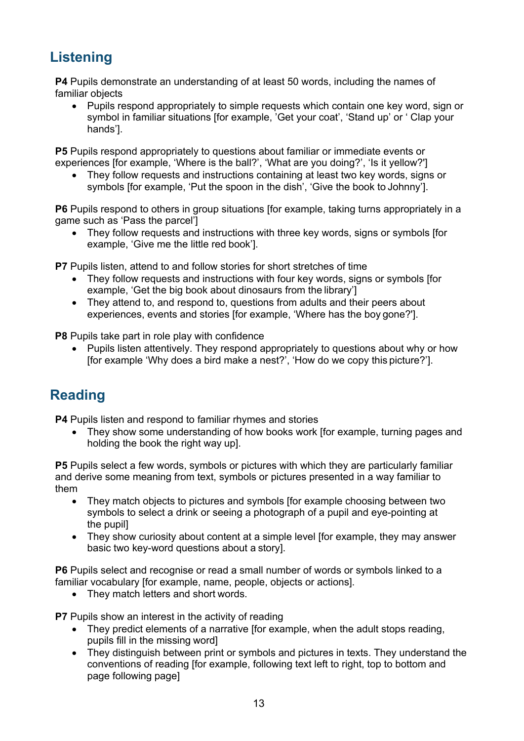## Listening

**P4** Pupils demonstrate an understanding of at least 50 words, including the names of familiar objects

- Pupils respond appropriately to simple requests which contain one key word, sign or symbol in familiar situations [for example, 'Get your coat', 'Stand up' or ' Clap your hands'].

**P5** Pupils respond appropriately to questions about familiar or immediate events or experiences [for example, 'Where is the ball?', 'What are you doing?', 'Is it yellow?']

- They follow requests and instructions containing at least two key words, signs or symbols [for example, 'Put the spoon in the dish', 'Give the book to Johnny'].

**P6** Pupils respond to others in group situations [for example, taking turns appropriately in a game such as 'Pass the parcel']

- They follow requests and instructions with three key words, signs or symbols [for example, 'Give me the little red book'].

**P7** Pupils listen, attend to and follow stories for short stretches of time

- They follow requests and instructions with four key words, signs or symbols [for example, 'Get the big book about dinosaurs from the library']
- They attend to, and respond to, questions from adults and their peers about experiences, events and stories [for example, 'Where has the boy gone?'].

**P8** Pupils take part in role play with confidence

- Pupils listen attentively. They respond appropriately to questions about why or how [for example 'Why does a bird make a nest?', 'How do we copy this picture?'].

## Reading

**P4** Pupils listen and respond to familiar rhymes and stories

- They show some understanding of how books work [for example, turning pages and holding the book the right way up].

**P5** Pupils select a few words, symbols or pictures with which they are particularly familiar and derive some meaning from text, symbols or pictures presented in a way familiar to them

- They match objects to pictures and symbols [for example choosing between two symbols to select a drink or seeing a photograph of a pupil and eye-pointing at the pupil]
- They show curiosity about content at a simple level [for example, they may answer basic two key-word questions about a story].

**P6** Pupils select and recognise or read a small number of words or symbols linked to a familiar vocabulary [for example, name, people, objects or actions].

- They match letters and short words.

**P7** Pupils show an interest in the activity of reading

- They predict elements of a narrative [for example, when the adult stops reading, pupils fill in the missing word]
- They distinguish between print or symbols and pictures in texts. They understand the conventions of reading [for example, following text left to right, top to bottom and page following page]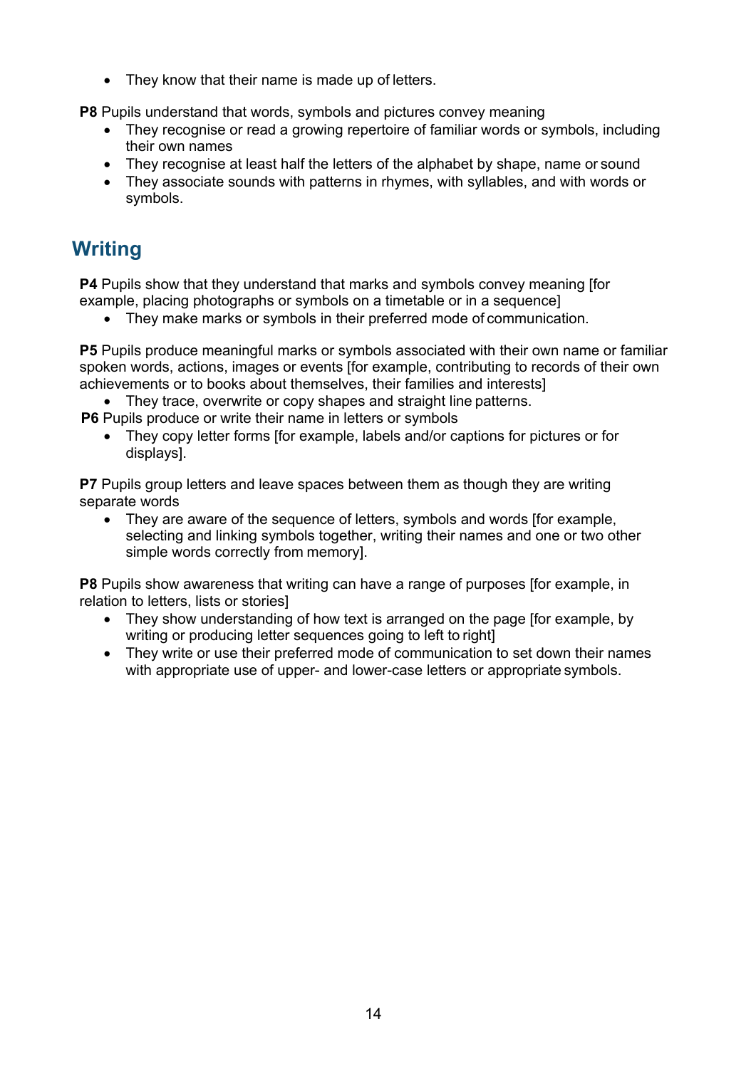- They know that their name is made up of letters.

**P8** Pupils understand that words, symbols and pictures convey meaning

- They recognise or read a growing repertoire of familiar words or symbols, including their own names
- They recognise at least half the letters of the alphabet by shape, name or sound
- They associate sounds with patterns in rhymes, with syllables, and with words or symbols.

## Writing

**P4** Pupils show that they understand that marks and symbols convey meaning [for example, placing photographs or symbols on a timetable or in a sequence]

- They make marks or symbols in their preferred mode of communication.

**P5** Pupils produce meaningful marks or symbols associated with their own name or familiar spoken words, actions, images or events [for example, contributing to records of their own achievements or to books about themselves, their families and interests]

- They trace, overwrite or copy shapes and straight line patterns.

**P6** Pupils produce or write their name in letters or symbols

- They copy letter forms [for example, labels and/or captions for pictures or for displays].

**P7** Pupils group letters and leave spaces between them as though they are writing separate words

- They are aware of the sequence of letters, symbols and words [for example, selecting and linking symbols together, writing their names and one or two other simple words correctly from memory].

**P8** Pupils show awareness that writing can have a range of purposes [for example, in relation to letters, lists or stories]

- They show understanding of how text is arranged on the page [for example, by writing or producing letter sequences going to left to right]
- They write or use their preferred mode of communication to set down their names with appropriate use of upper- and lower-case letters or appropriate symbols.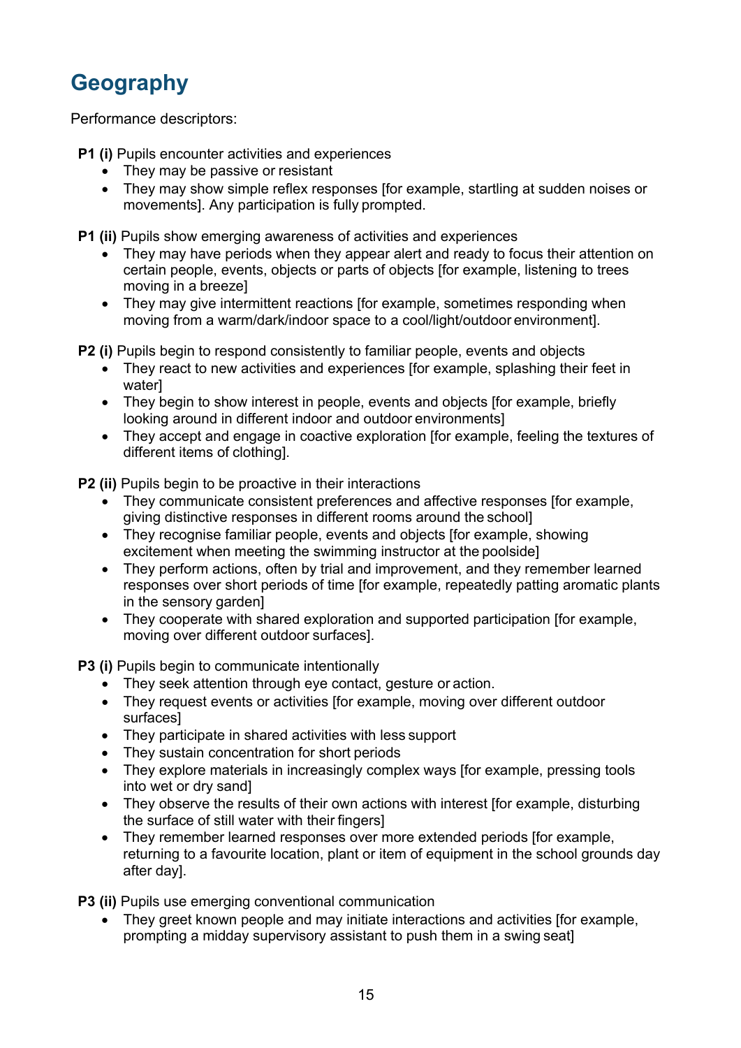## Geography

Performance descriptors:

**P1 (i)** Pupils encounter activities and experiences

- They may be passive or resistant
- They may show simple reflex responses [for example, startling at sudden noises or movements]. Any participation is fully prompted.

**P1 (ii)** Pupils show emerging awareness of activities and experiences

- They may have periods when they appear alert and ready to focus their attention on certain people, events, objects or parts of objects [for example, listening to trees moving in a breeze]
- They may give intermittent reactions [for example, sometimes responding when moving from a warm/dark/indoor space to a cool/light/outdoor environment].

**P2 (i)** Pupils begin to respond consistently to familiar people, events and objects

- They react to new activities and experiences [for example, splashing their feet in water]
- They begin to show interest in people, events and objects [for example, briefly looking around in different indoor and outdoor environments]
- They accept and engage in coactive exploration [for example, feeling the textures of different items of clothing].

**P2 (ii)** Pupils begin to be proactive in their interactions

- They communicate consistent preferences and affective responses [for example, giving distinctive responses in different rooms around the school]
- They recognise familiar people, events and objects [for example, showing excitement when meeting the swimming instructor at the poolside]
- They perform actions, often by trial and improvement, and they remember learned responses over short periods of time [for example, repeatedly patting aromatic plants in the sensory garden]
- They cooperate with shared exploration and supported participation [for example, moving over different outdoor surfaces].

**P3 (i)** Pupils begin to communicate intentionally

- They seek attention through eye contact, gesture or action.
- They request events or activities [for example, moving over different outdoor surfaces]
- They participate in shared activities with less support
- They sustain concentration for short periods
- They explore materials in increasingly complex ways [for example, pressing tools into wet or dry sand]
- They observe the results of their own actions with interest [for example, disturbing the surface of still water with their fingers]
- They remember learned responses over more extended periods [for example, returning to a favourite location, plant or item of equipment in the school grounds day after day].

**P3 (ii)** Pupils use emerging conventional communication

- They greet known people and may initiate interactions and activities [for example, prompting a midday supervisory assistant to push them in a swing seat]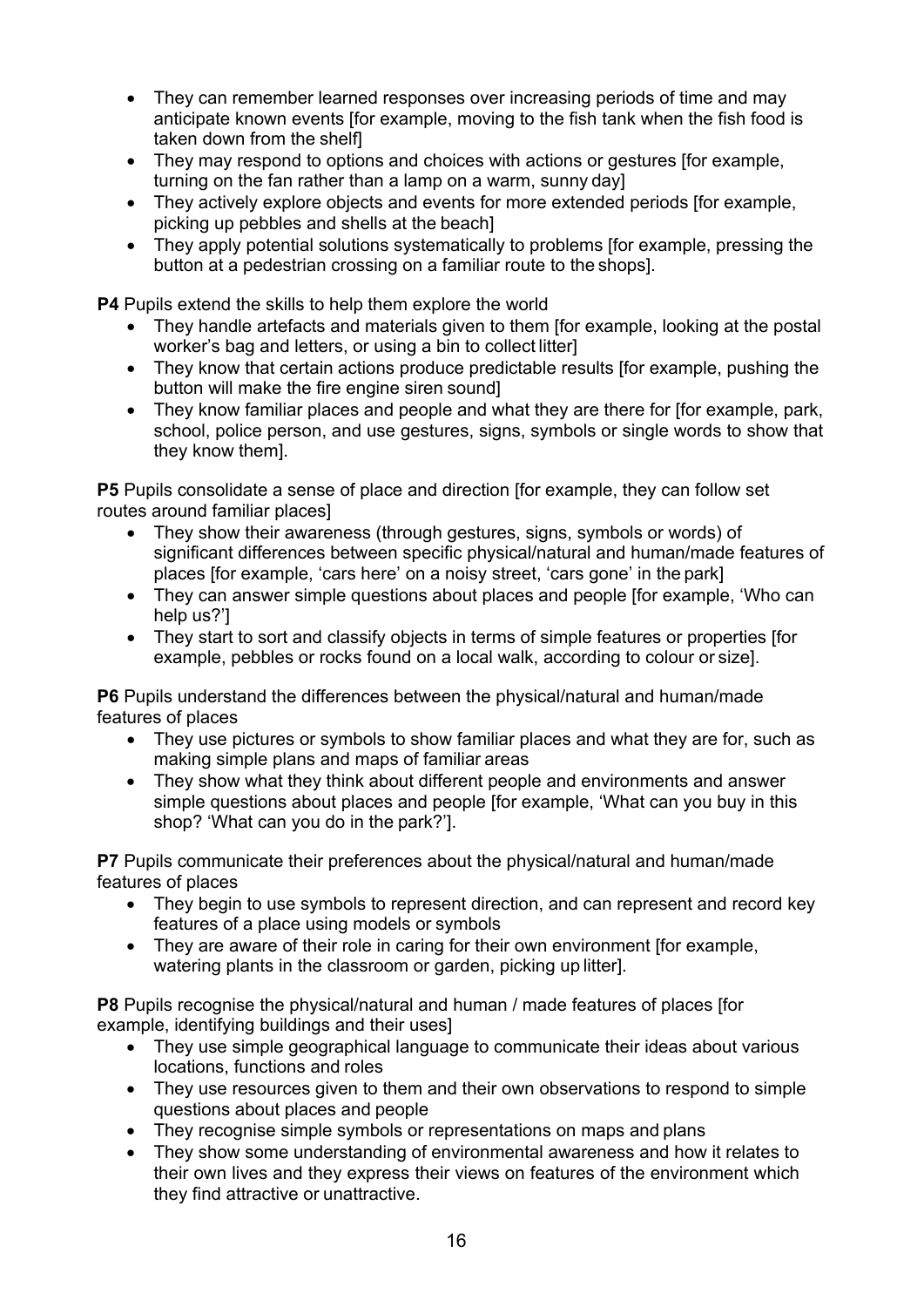- They can remember learned responses over increasing periods of time and may anticipate known events [for example, moving to the fish tank when the fish food is taken down from the shelf]
- They may respond to options and choices with actions or gestures [for example, turning on the fan rather than a lamp on a warm, sunny day]
- They actively explore objects and events for more extended periods [for example, picking up pebbles and shells at the beach]
- They apply potential solutions systematically to problems [for example, pressing the button at a pedestrian crossing on a familiar route to the shops].

**P4** Pupils extend the skills to help them explore the world

- They handle artefacts and materials given to them [for example, looking at the postal worker's bag and letters, or using a bin to collect litter]
- They know that certain actions produce predictable results [for example, pushing the button will make the fire engine siren sound]
- They know familiar places and people and what they are there for [for example, park, school, police person, and use gestures, signs, symbols or single words to show that they know them].

**P5** Pupils consolidate a sense of place and direction [for example, they can follow set routes around familiar places]

- They show their awareness (through gestures, signs, symbols or words) of significant differences between specific physical/natural and human/made features of places [for example, 'cars here' on a noisy street, 'cars gone' in the park]
- They can answer simple questions about places and people [for example, 'Who can help us?']
- They start to sort and classify objects in terms of simple features or properties [for example, pebbles or rocks found on a local walk, according to colour or size].

**P6** Pupils understand the differences between the physical/natural and human/made features of places

- They use pictures or symbols to show familiar places and what they are for, such as making simple plans and maps of familiar areas
- They show what they think about different people and environments and answer simple questions about places and people [for example, 'What can you buy in this shop? 'What can you do in the park?'].

**P7** Pupils communicate their preferences about the physical/natural and human/made features of places

- They begin to use symbols to represent direction, and can represent and record key features of a place using models or symbols
- They are aware of their role in caring for their own environment [for example, watering plants in the classroom or garden, picking up litter].

**P8** Pupils recognise the physical/natural and human / made features of places [for example, identifying buildings and their uses]

- They use simple geographical language to communicate their ideas about various locations, functions and roles
- They use resources given to them and their own observations to respond to simple questions about places and people
- They recognise simple symbols or representations on maps and plans
- They show some understanding of environmental awareness and how it relates to their own lives and they express their views on features of the environment which they find attractive or unattractive.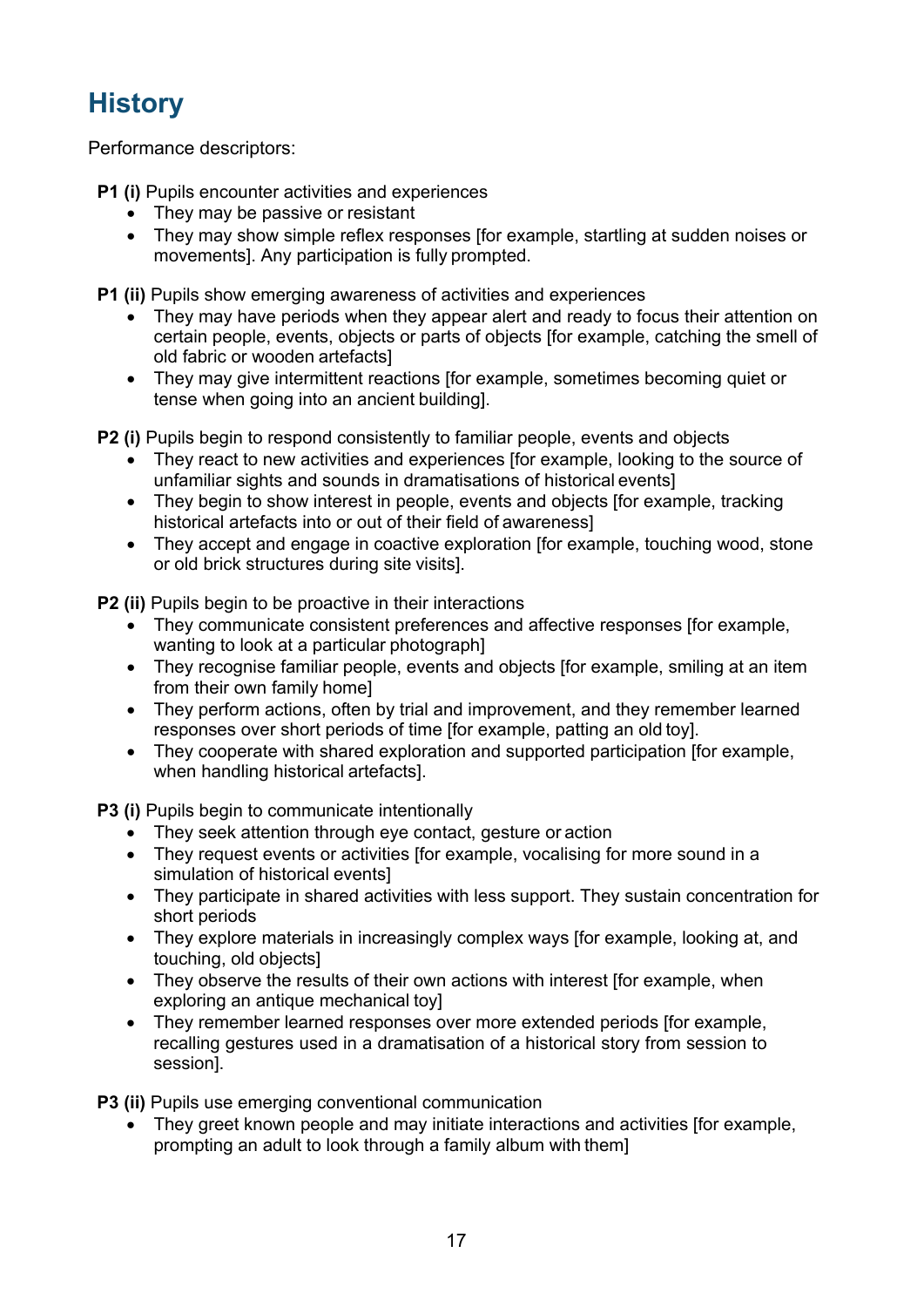# History

Performance descriptors:

**P1 (i)** Pupils encounter activities and experiences

- They may be passive or resistant
- They may show simple reflex responses [for example, startling at sudden noises or movements]. Any participation is fully prompted.

**P1 (ii)** Pupils show emerging awareness of activities and experiences

- They may have periods when they appear alert and ready to focus their attention on certain people, events, objects or parts of objects [for example, catching the smell of old fabric or wooden artefacts]
- They may give intermittent reactions [for example, sometimes becoming quiet or tense when going into an ancient building].

**P2 (i)** Pupils begin to respond consistently to familiar people, events and objects

- They react to new activities and experiences [for example, looking to the source of unfamiliar sights and sounds in dramatisations of historical events]
- They begin to show interest in people, events and objects [for example, tracking historical artefacts into or out of their field of awareness]
- They accept and engage in coactive exploration [for example, touching wood, stone or old brick structures during site visits].

**P2 (ii)** Pupils begin to be proactive in their interactions

- They communicate consistent preferences and affective responses [for example, wanting to look at a particular photograph]
- They recognise familiar people, events and objects [for example, smiling at an item from their own family home]
- They perform actions, often by trial and improvement, and they remember learned responses over short periods of time [for example, patting an old toy].
- They cooperate with shared exploration and supported participation [for example, when handling historical artefacts].

**P3 (i)** Pupils begin to communicate intentionally

- They seek attention through eye contact, gesture or action
- They request events or activities [for example, vocalising for more sound in a simulation of historical events]
- They participate in shared activities with less support. They sustain concentration for short periods
- They explore materials in increasingly complex ways [for example, looking at, and touching, old objects]
- They observe the results of their own actions with interest [for example, when exploring an antique mechanical toy]
- They remember learned responses over more extended periods [for example, recalling gestures used in a dramatisation of a historical story from session to session].

**P3 (ii)** Pupils use emerging conventional communication

- They greet known people and may initiate interactions and activities [for example, prompting an adult to look through a family album with them]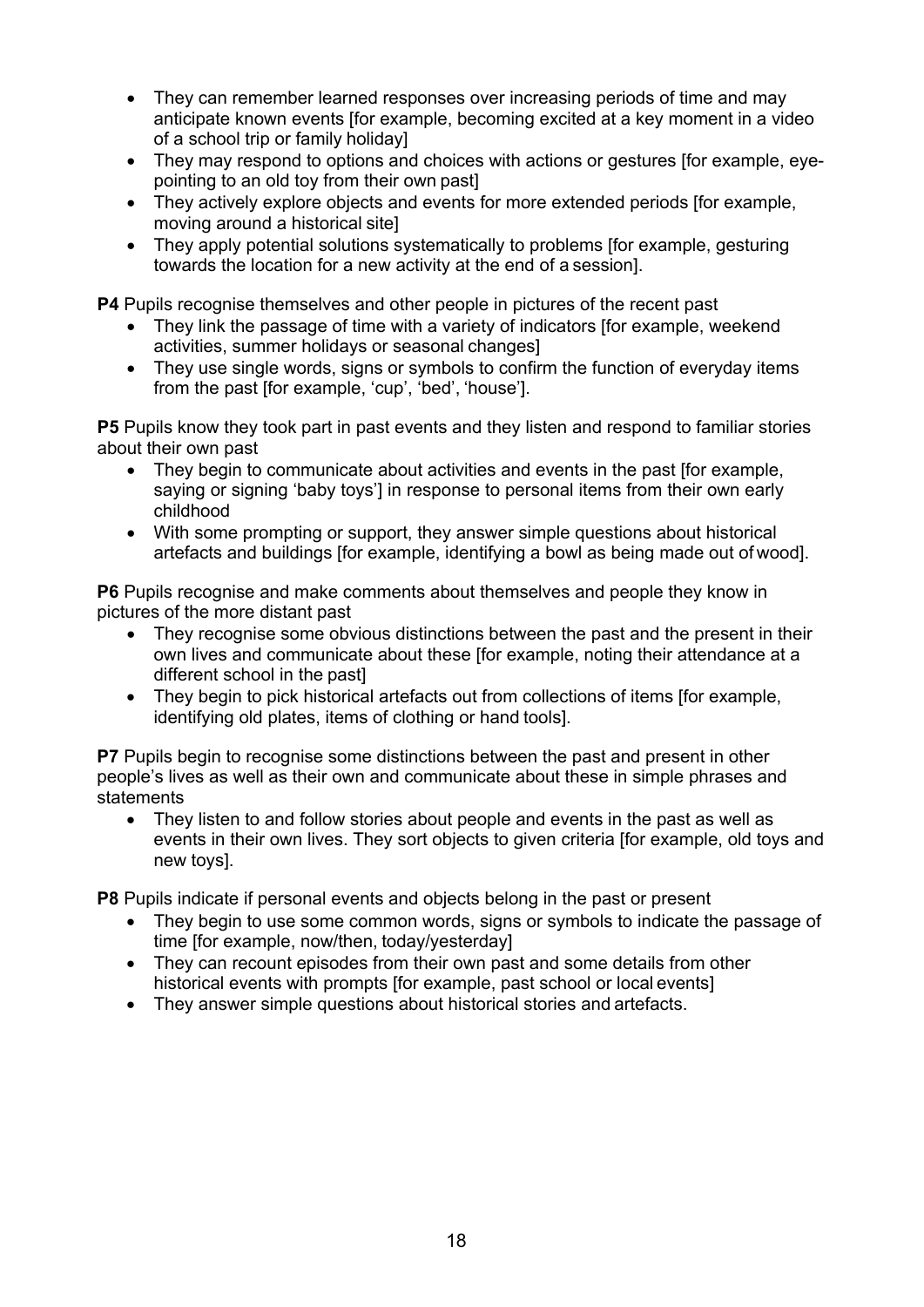- They can remember learned responses over increasing periods of time and may anticipate known events [for example, becoming excited at a key moment in a video of a school trip or family holiday]
- They may respond to options and choices with actions or gestures [for example, eye-pointing to an old toy from their own past]
- They actively explore objects and events for more extended periods [for example, moving around a historical site]
- They apply potential solutions systematically to problems [for example, gesturing towards the location for a new activity at the end of a session].

**P4** Pupils recognise themselves and other people in pictures of the recent past

- They link the passage of time with a variety of indicators [for example, weekend activities, summer holidays or seasonal changes]
- They use single words, signs or symbols to confirm the function of everyday items from the past [for example, 'cup', 'bed', 'house'].

**P5** Pupils know they took part in past events and they listen and respond to familiar stories about their own past

- They begin to communicate about activities and events in the past [for example, saying or signing 'baby toys'] in response to personal items from their own early childhood
- With some prompting or support, they answer simple questions about historical artefacts and buildings [for example, identifying a bowl as being made out of wood].

**P6** Pupils recognise and make comments about themselves and people they know in pictures of the more distant past

- They recognise some obvious distinctions between the past and the present in their own lives and communicate about these [for example, noting their attendance at a different school in the past]
- They begin to pick historical artefacts out from collections of items [for example, identifying old plates, items of clothing or hand tools].

**P7** Pupils begin to recognise some distinctions between the past and present in other people's lives as well as their own and communicate about these in simple phrases and statements

- They listen to and follow stories about people and events in the past as well as events in their own lives. They sort objects to given criteria [for example, old toys and new toys].

**P8** Pupils indicate if personal events and objects belong in the past or present

- They begin to use some common words, signs or symbols to indicate the passage of time [for example, now/then, today/yesterday]
- They can recount episodes from their own past and some details from other historical events with prompts [for example, past school or local events]
- They answer simple questions about historical stories and artefacts.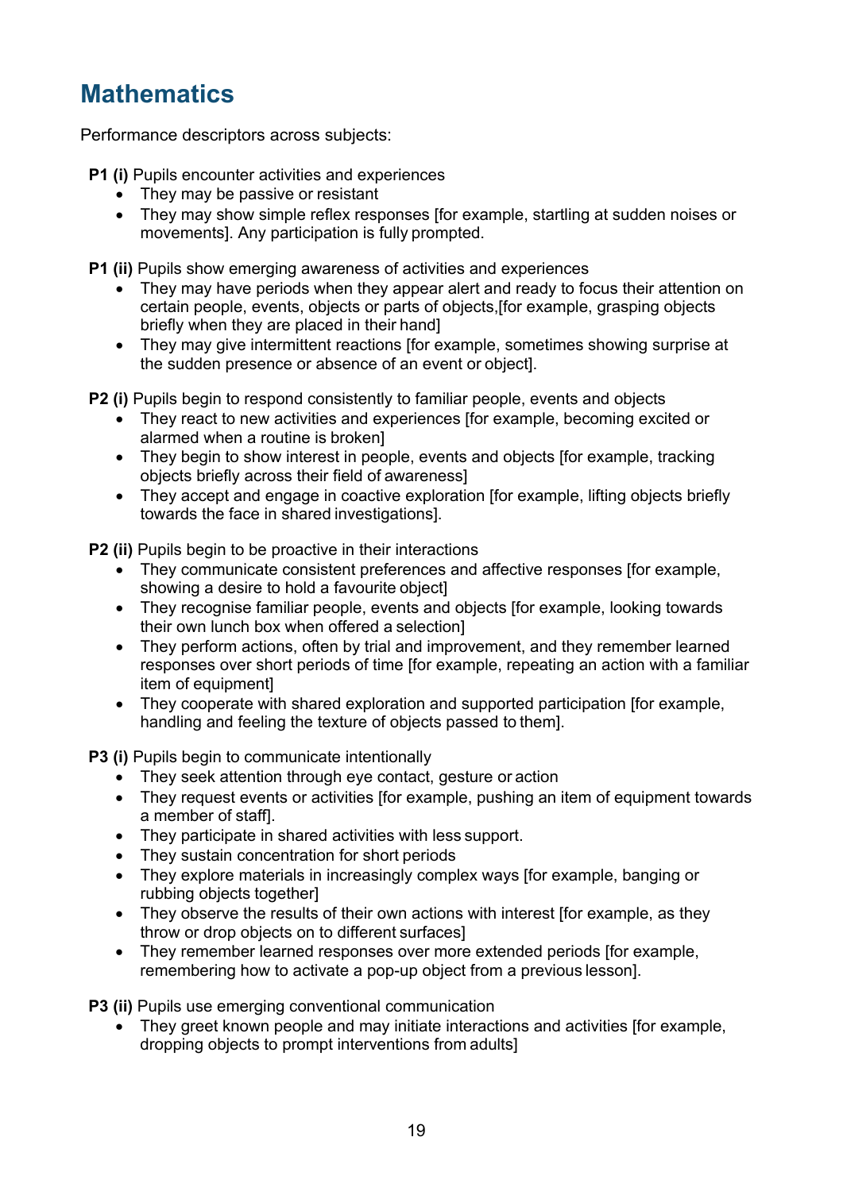# Mathematics

Performance descriptors across subjects:

**P1 (i)** Pupils encounter activities and experiences

- They may be passive or resistant
- They may show simple reflex responses [for example, startling at sudden noises or movements]. Any participation is fully prompted.

**P1 (ii)** Pupils show emerging awareness of activities and experiences

- They may have periods when they appear alert and ready to focus their attention on certain people, events, objects or parts of objects,[for example, grasping objects briefly when they are placed in their hand]
- They may give intermittent reactions [for example, sometimes showing surprise at the sudden presence or absence of an event or object].

**P2 (i)** Pupils begin to respond consistently to familiar people, events and objects

- They react to new activities and experiences [for example, becoming excited or alarmed when a routine is broken]
- They begin to show interest in people, events and objects [for example, tracking objects briefly across their field of awareness]
- They accept and engage in coactive exploration [for example, lifting objects briefly towards the face in shared investigations].

**P2 (ii)** Pupils begin to be proactive in their interactions

- They communicate consistent preferences and affective responses [for example, showing a desire to hold a favourite object]
- They recognise familiar people, events and objects [for example, looking towards their own lunch box when offered a selection]
- They perform actions, often by trial and improvement, and they remember learned responses over short periods of time [for example, repeating an action with a familiar item of equipment]
- They cooperate with shared exploration and supported participation [for example, handling and feeling the texture of objects passed to them].

**P3 (i)** Pupils begin to communicate intentionally

- They seek attention through eye contact, gesture or action
- They request events or activities [for example, pushing an item of equipment towards a member of staff].
- They participate in shared activities with less support.
- They sustain concentration for short periods
- They explore materials in increasingly complex ways [for example, banging or rubbing objects together]
- They observe the results of their own actions with interest [for example, as they throw or drop objects on to different surfaces]
- They remember learned responses over more extended periods [for example, remembering how to activate a pop-up object from a previous lesson].

**P3 (ii)** Pupils use emerging conventional communication

- They greet known people and may initiate interactions and activities [for example, dropping objects to prompt interventions from adults]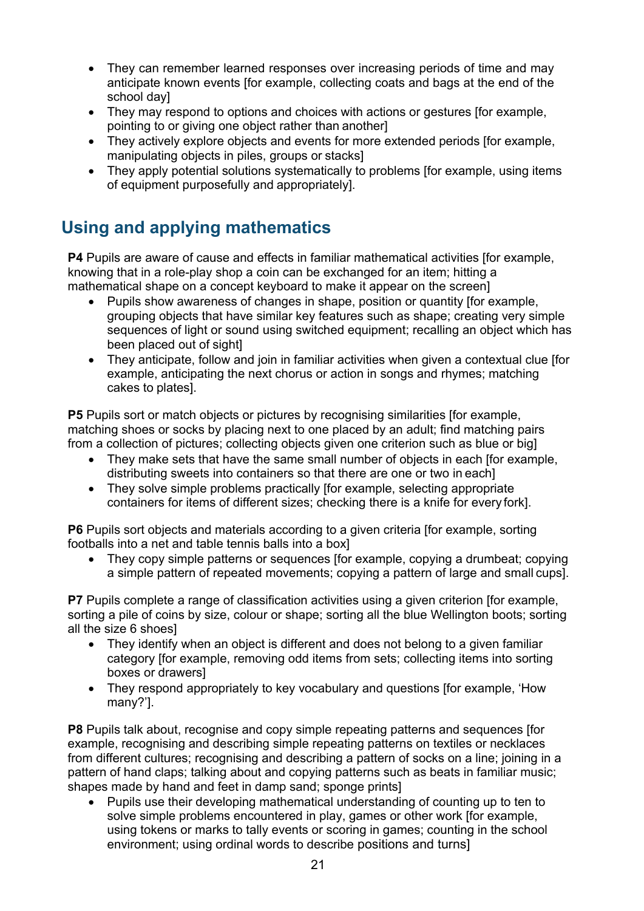- They can remember learned responses over increasing periods of time and may anticipate known events [for example, collecting coats and bags at the end of the school day]
- They may respond to options and choices with actions or gestures [for example, pointing to or giving one object rather than another]
- They actively explore objects and events for more extended periods [for example, manipulating objects in piles, groups or stacks]
- They apply potential solutions systematically to problems [for example, using items of equipment purposefully and appropriately].

## Using and applying mathematics

**P4** Pupils are aware of cause and effects in familiar mathematical activities [for example, knowing that in a role-play shop a coin can be exchanged for an item; hitting a mathematical shape on a concept keyboard to make it appear on the screen]

- Pupils show awareness of changes in shape, position or quantity [for example, grouping objects that have similar key features such as shape; creating very simple sequences of light or sound using switched equipment; recalling an object which has been placed out of sight]
- They anticipate, follow and join in familiar activities when given a contextual clue [for example, anticipating the next chorus or action in songs and rhymes; matching cakes to plates].

**P5** Pupils sort or match objects or pictures by recognising similarities [for example, matching shoes or socks by placing next to one placed by an adult; find matching pairs from a collection of pictures; collecting objects given one criterion such as blue or big]

- They make sets that have the same small number of objects in each [for example, distributing sweets into containers so that there are one or two in each]
- They solve simple problems practically [for example, selecting appropriate containers for items of different sizes; checking there is a knife for every fork].

**P6** Pupils sort objects and materials according to a given criteria [for example, sorting footballs into a net and table tennis balls into a box]

- They copy simple patterns or sequences [for example, copying a drumbeat; copying a simple pattern of repeated movements; copying a pattern of large and small cups].

**P7** Pupils complete a range of classification activities using a given criterion [for example, sorting a pile of coins by size, colour or shape; sorting all the blue Wellington boots; sorting all the size 6 shoes]

- They identify when an object is different and does not belong to a given familiar category [for example, removing odd items from sets; collecting items into sorting boxes or drawers]
- They respond appropriately to key vocabulary and questions [for example, 'How many?'].

**P8** Pupils talk about, recognise and copy simple repeating patterns and sequences [for example, recognising and describing simple repeating patterns on textiles or necklaces from different cultures; recognising and describing a pattern of socks on a line; joining in a pattern of hand claps; talking about and copying patterns such as beats in familiar music; shapes made by hand and feet in damp sand; sponge prints]

- Pupils use their developing mathematical understanding of counting up to ten to solve simple problems encountered in play, games or other work [for example, using tokens or marks to tally events or scoring in games; counting in the school environment; using ordinal words to describe positions and turns]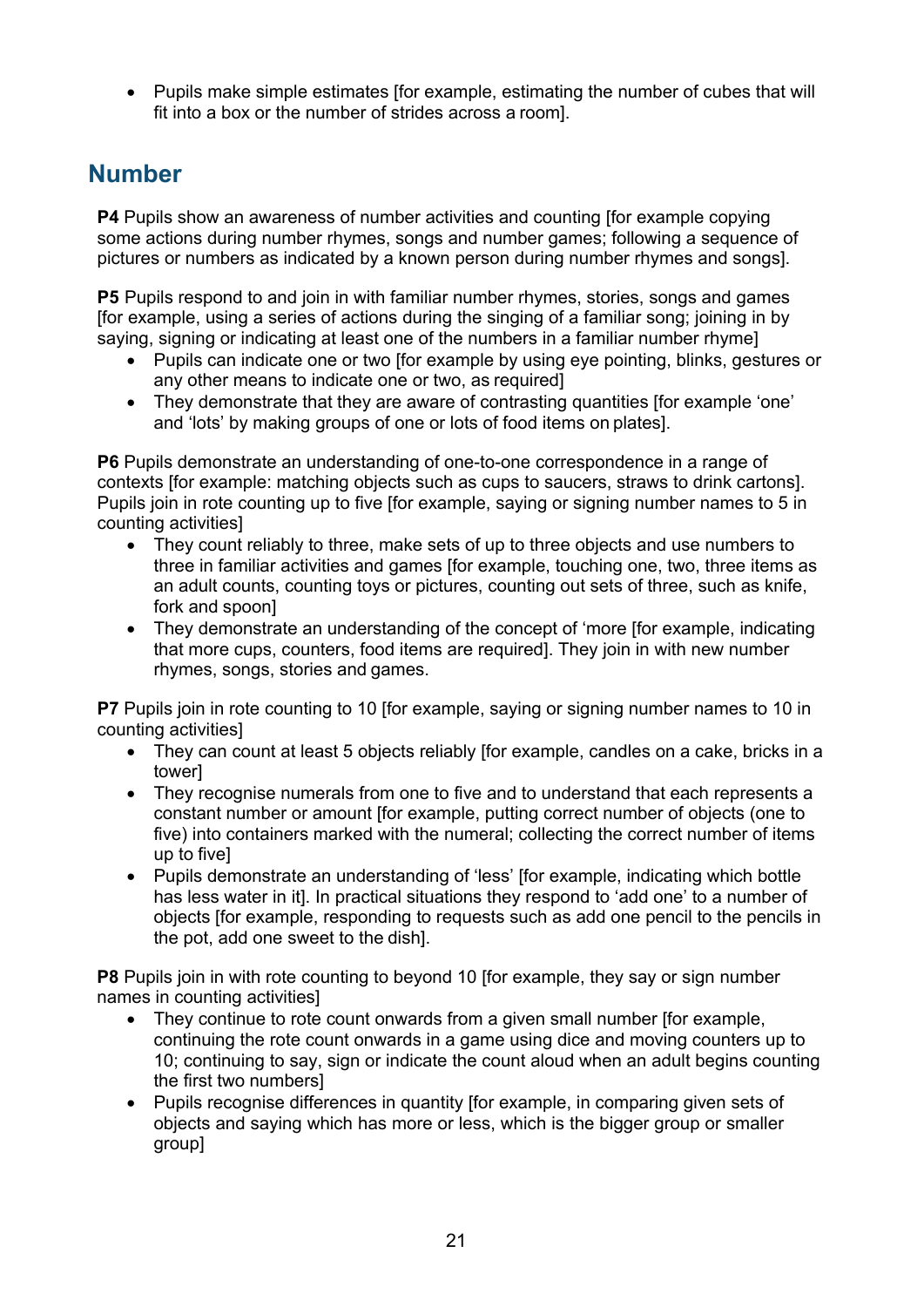- Pupils make simple estimates [for example, estimating the number of cubes that will fit into a box or the number of strides across a room].

## Number

**P4** Pupils show an awareness of number activities and counting [for example copying some actions during number rhymes, songs and number games; following a sequence of pictures or numbers as indicated by a known person during number rhymes and songs].

**P5** Pupils respond to and join in with familiar number rhymes, stories, songs and games [for example, using a series of actions during the singing of a familiar song; joining in by saying, signing or indicating at least one of the numbers in a familiar number rhyme]

- Pupils can indicate one or two [for example by using eye pointing, blinks, gestures or any other means to indicate one or two, as required]
- They demonstrate that they are aware of contrasting quantities [for example 'one' and 'lots' by making groups of one or lots of food items on plates].

**P6** Pupils demonstrate an understanding of one-to-one correspondence in a range of contexts [for example: matching objects such as cups to saucers, straws to drink cartons]. Pupils join in rote counting up to five [for example, saying or signing number names to 5 in counting activities]

- They count reliably to three, make sets of up to three objects and use numbers to three in familiar activities and games [for example, touching one, two, three items as an adult counts, counting toys or pictures, counting out sets of three, such as knife, fork and spoon]
- They demonstrate an understanding of the concept of 'more [for example, indicating that more cups, counters, food items are required]. They join in with new number rhymes, songs, stories and games.

**P7** Pupils join in rote counting to 10 [for example, saying or signing number names to 10 in counting activities]

- They can count at least 5 objects reliably [for example, candles on a cake, bricks in a tower]
- They recognise numerals from one to five and to understand that each represents a constant number or amount [for example, putting correct number of objects (one to five) into containers marked with the numeral; collecting the correct number of items up to five]
- Pupils demonstrate an understanding of 'less' [for example, indicating which bottle has less water in it]. In practical situations they respond to 'add one' to a number of objects [for example, responding to requests such as add one pencil to the pencils in the pot, add one sweet to the dish].

**P8** Pupils join in with rote counting to beyond 10 [for example, they say or sign number names in counting activities]

- They continue to rote count onwards from a given small number [for example, continuing the rote count onwards in a game using dice and moving counters up to 10; continuing to say, sign or indicate the count aloud when an adult begins counting the first two numbers]
- Pupils recognise differences in quantity [for example, in comparing given sets of objects and saying which has more or less, which is the bigger group or smaller group]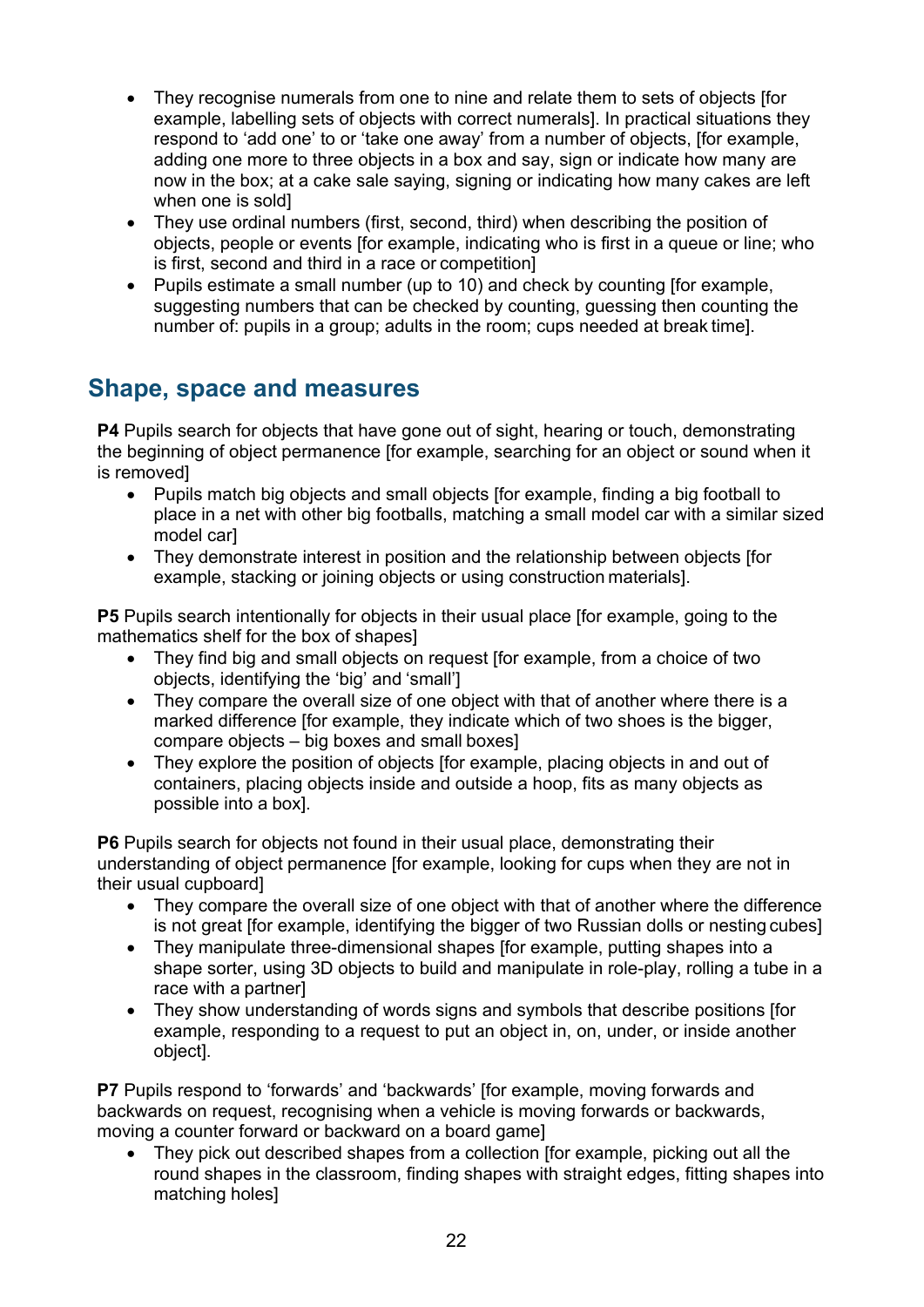- They recognise numerals from one to nine and relate them to sets of objects [for example, labelling sets of objects with correct numerals]. In practical situations they respond to 'add one' to or 'take one away' from a number of objects, [for example, adding one more to three objects in a box and say, sign or indicate how many are now in the box; at a cake sale saying, signing or indicating how many cakes are left when one is sold]
- They use ordinal numbers (first, second, third) when describing the position of objects, people or events [for example, indicating who is first in a queue or line; who is first, second and third in a race or competition]
- Pupils estimate a small number (up to 10) and check by counting [for example, suggesting numbers that can be checked by counting, guessing then counting the number of: pupils in a group; adults in the room; cups needed at break time].

## Shape, space and measures

**P4** Pupils search for objects that have gone out of sight, hearing or touch, demonstrating the beginning of object permanence [for example, searching for an object or sound when it is removed]

- Pupils match big objects and small objects [for example, finding a big football to place in a net with other big footballs, matching a small model car with a similar sized model car]
- They demonstrate interest in position and the relationship between objects [for example, stacking or joining objects or using construction materials].

**P5** Pupils search intentionally for objects in their usual place [for example, going to the mathematics shelf for the box of shapes]

- They find big and small objects on request [for example, from a choice of two objects, identifying the 'big' and 'small']
- They compare the overall size of one object with that of another where there is a marked difference [for example, they indicate which of two shoes is the bigger, compare objects – big boxes and small boxes]
- They explore the position of objects [for example, placing objects in and out of containers, placing objects inside and outside a hoop, fits as many objects as possible into a box].

**P6** Pupils search for objects not found in their usual place, demonstrating their understanding of object permanence [for example, looking for cups when they are not in their usual cupboard]

- They compare the overall size of one object with that of another where the difference is not great [for example, identifying the bigger of two Russian dolls or nesting cubes]
- They manipulate three-dimensional shapes [for example, putting shapes into a shape sorter, using 3D objects to build and manipulate in role-play, rolling a tube in a race with a partner]
- They show understanding of words signs and symbols that describe positions [for example, responding to a request to put an object in, on, under, or inside another object].

**P7** Pupils respond to 'forwards' and 'backwards' [for example, moving forwards and backwards on request, recognising when a vehicle is moving forwards or backwards, moving a counter forward or backward on a board game]

- They pick out described shapes from a collection [for example, picking out all the round shapes in the classroom, finding shapes with straight edges, fitting shapes into matching holes]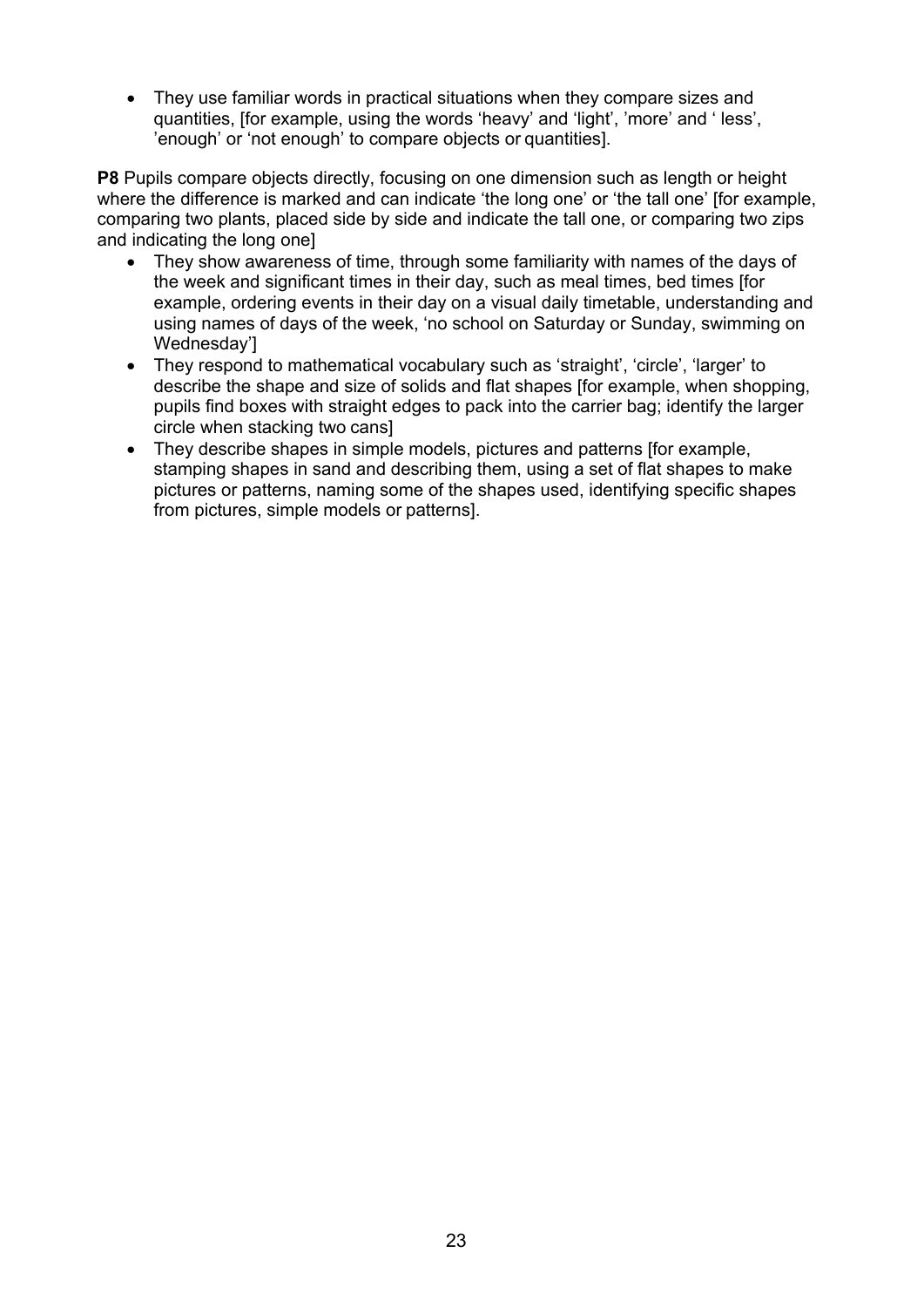- They use familiar words in practical situations when they compare sizes and quantities, [for example, using the words 'heavy' and 'light', 'more' and ' less', 'enough' or 'not enough' to compare objects or quantities].

**P8** Pupils compare objects directly, focusing on one dimension such as length or height where the difference is marked and can indicate 'the long one' or 'the tall one' [for example, comparing two plants, placed side by side and indicate the tall one, or comparing two zips and indicating the long one]

- They show awareness of time, through some familiarity with names of the days of the week and significant times in their day, such as meal times, bed times [for example, ordering events in their day on a visual daily timetable, understanding and using names of days of the week, 'no school on Saturday or Sunday, swimming on Wednesday']
- They respond to mathematical vocabulary such as 'straight', 'circle', 'larger' to describe the shape and size of solids and flat shapes [for example, when shopping, pupils find boxes with straight edges to pack into the carrier bag; identify the larger circle when stacking two cans]
- They describe shapes in simple models, pictures and patterns [for example, stamping shapes in sand and describing them, using a set of flat shapes to make pictures or patterns, naming some of the shapes used, identifying specific shapes from pictures, simple models or patterns].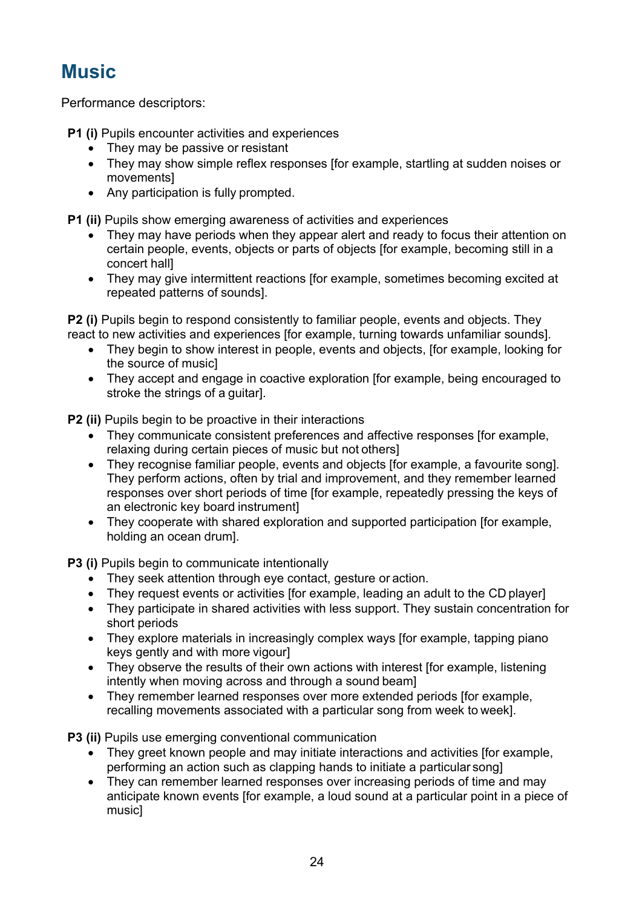# Music

Performance descriptors:

**P1 (i)** Pupils encounter activities and experiences

- They may be passive or resistant
- They may show simple reflex responses [for example, startling at sudden noises or movements]
- Any participation is fully prompted.

**P1 (ii)** Pupils show emerging awareness of activities and experiences

- They may have periods when they appear alert and ready to focus their attention on certain people, events, objects or parts of objects [for example, becoming still in a concert hall]
- They may give intermittent reactions [for example, sometimes becoming excited at repeated patterns of sounds].

**P2 (i)** Pupils begin to respond consistently to familiar people, events and objects. They react to new activities and experiences [for example, turning towards unfamiliar sounds].

- They begin to show interest in people, events and objects, [for example, looking for the source of music]
- They accept and engage in coactive exploration [for example, being encouraged to stroke the strings of a guitar].

**P2 (ii)** Pupils begin to be proactive in their interactions

- They communicate consistent preferences and affective responses [for example, relaxing during certain pieces of music but not others]
- They recognise familiar people, events and objects [for example, a favourite song]. They perform actions, often by trial and improvement, and they remember learned responses over short periods of time [for example, repeatedly pressing the keys of an electronic key board instrument]
- They cooperate with shared exploration and supported participation [for example, holding an ocean drum].

**P3 (i)** Pupils begin to communicate intentionally

- They seek attention through eye contact, gesture or action.
- They request events or activities [for example, leading an adult to the CD player]
- They participate in shared activities with less support. They sustain concentration for short periods
- They explore materials in increasingly complex ways [for example, tapping piano keys gently and with more vigour]
- They observe the results of their own actions with interest [for example, listening intently when moving across and through a sound beam]
- They remember learned responses over more extended periods [for example, recalling movements associated with a particular song from week to week].

**P3 (ii)** Pupils use emerging conventional communication

- They greet known people and may initiate interactions and activities [for example, performing an action such as clapping hands to initiate a particular song]
- They can remember learned responses over increasing periods of time and may anticipate known events [for example, a loud sound at a particular point in a piece of music]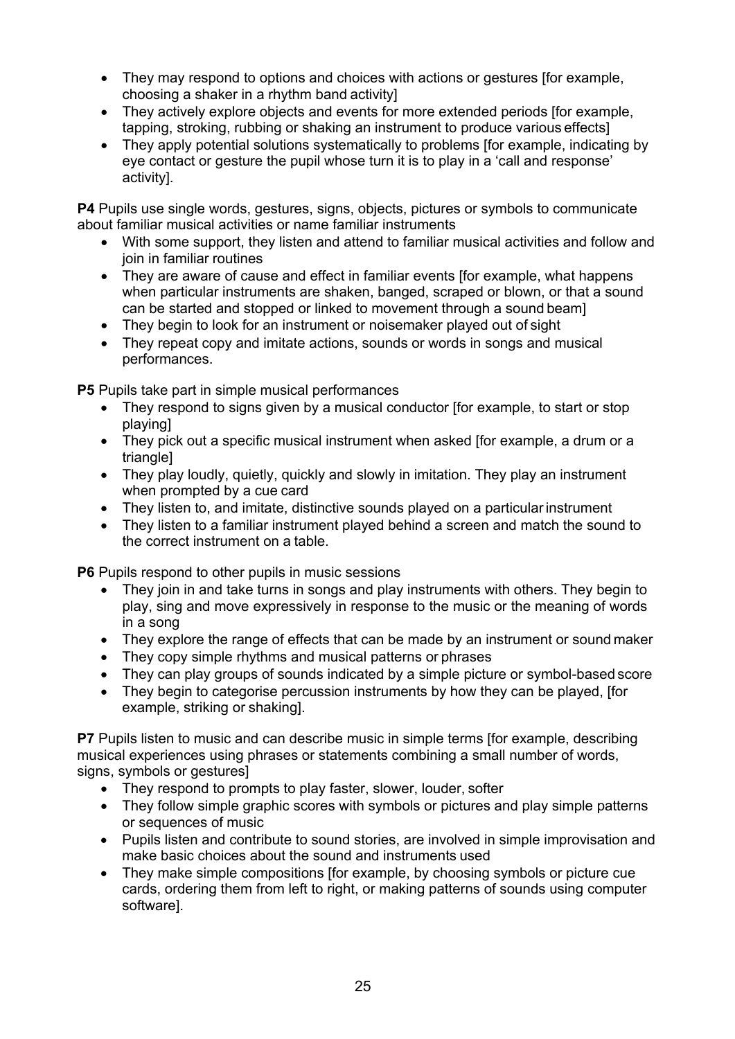- They may respond to options and choices with actions or gestures [for example, choosing a shaker in a rhythm band activity]
- They actively explore objects and events for more extended periods [for example, tapping, stroking, rubbing or shaking an instrument to produce various effects]
- They apply potential solutions systematically to problems [for example, indicating by eye contact or gesture the pupil whose turn it is to play in a 'call and response' activity].

**P4** Pupils use single words, gestures, signs, objects, pictures or symbols to communicate about familiar musical activities or name familiar instruments

- With some support, they listen and attend to familiar musical activities and follow and join in familiar routines
- They are aware of cause and effect in familiar events [for example, what happens when particular instruments are shaken, banged, scraped or blown, or that a sound can be started and stopped or linked to movement through a sound beam]
- They begin to look for an instrument or noisemaker played out of sight
- They repeat copy and imitate actions, sounds or words in songs and musical performances.

**P5** Pupils take part in simple musical performances

- They respond to signs given by a musical conductor [for example, to start or stop playing]
- They pick out a specific musical instrument when asked [for example, a drum or a triangle]
- They play loudly, quietly, quickly and slowly in imitation. They play an instrument when prompted by a cue card
- They listen to, and imitate, distinctive sounds played on a particular instrument
- They listen to a familiar instrument played behind a screen and match the sound to the correct instrument on a table.

**P6** Pupils respond to other pupils in music sessions

- They join in and take turns in songs and play instruments with others. They begin to play, sing and move expressively in response to the music or the meaning of words in a song
- They explore the range of effects that can be made by an instrument or sound maker
- They copy simple rhythms and musical patterns or phrases
- They can play groups of sounds indicated by a simple picture or symbol-based score
- They begin to categorise percussion instruments by how they can be played, [for example, striking or shaking].

**P7** Pupils listen to music and can describe music in simple terms [for example, describing musical experiences using phrases or statements combining a small number of words, signs, symbols or gestures]

- They respond to prompts to play faster, slower, louder, softer
- They follow simple graphic scores with symbols or pictures and play simple patterns or sequences of music
- Pupils listen and contribute to sound stories, are involved in simple improvisation and make basic choices about the sound and instruments used
- They make simple compositions [for example, by choosing symbols or picture cue cards, ordering them from left to right, or making patterns of sounds using computer software].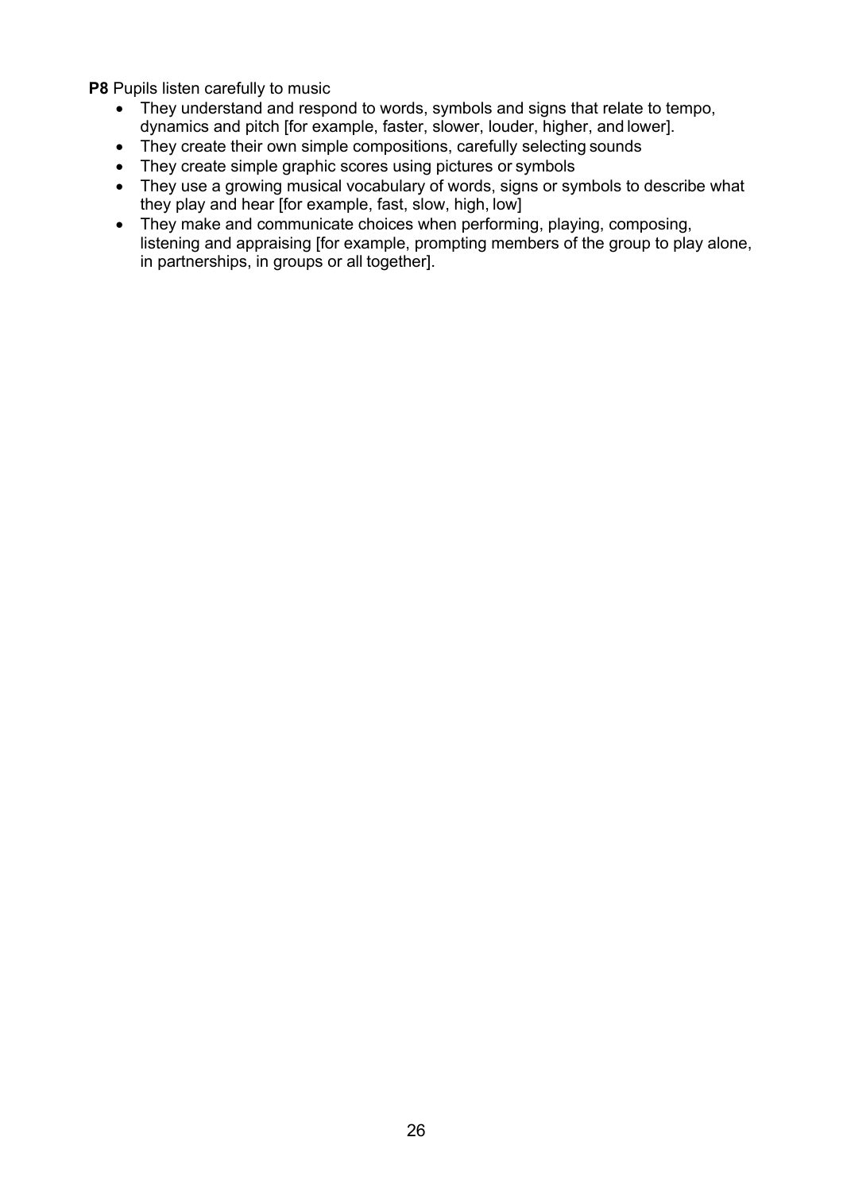**P8** Pupils listen carefully to music

- They understand and respond to words, symbols and signs that relate to tempo, dynamics and pitch [for example, faster, slower, louder, higher, and lower].
- They create their own simple compositions, carefully selecting sounds
- They create simple graphic scores using pictures or symbols
- They use a growing musical vocabulary of words, signs or symbols to describe what they play and hear [for example, fast, slow, high, low]
- They make and communicate choices when performing, playing, composing, listening and appraising [for example, prompting members of the group to play alone, in partnerships, in groups or all together].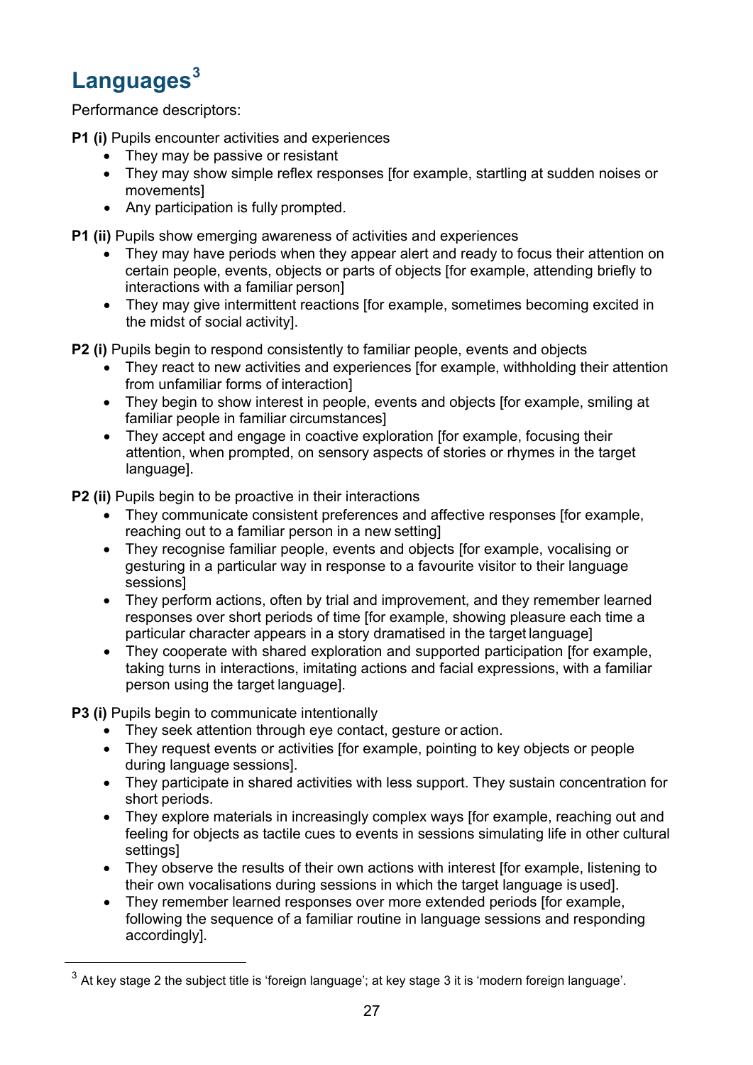# Languages[3]

Performance descriptors:

**P1 (i)** Pupils encounter activities and experiences

- They may be passive or resistant
- They may show simple reflex responses [for example, startling at sudden noises or movements]
- Any participation is fully prompted.

**P1 (ii)** Pupils show emerging awareness of activities and experiences

- They may have periods when they appear alert and ready to focus their attention on certain people, events, objects or parts of objects [for example, attending briefly to interactions with a familiar person]
- They may give intermittent reactions [for example, sometimes becoming excited in the midst of social activity].

**P2 (i)** Pupils begin to respond consistently to familiar people, events and objects

- They react to new activities and experiences [for example, withholding their attention from unfamiliar forms of interaction]
- They begin to show interest in people, events and objects [for example, smiling at familiar people in familiar circumstances]
- They accept and engage in coactive exploration [for example, focusing their attention, when prompted, on sensory aspects of stories or rhymes in the target language].

**P2 (ii)** Pupils begin to be proactive in their interactions

- They communicate consistent preferences and affective responses [for example, reaching out to a familiar person in a new setting]
- They recognise familiar people, events and objects [for example, vocalising or gesturing in a particular way in response to a favourite visitor to their language sessions]
- They perform actions, often by trial and improvement, and they remember learned responses over short periods of time [for example, showing pleasure each time a particular character appears in a story dramatised in the target language]
- They cooperate with shared exploration and supported participation [for example, taking turns in interactions, imitating actions and facial expressions, with a familiar person using the target language].

**P3 (i)** Pupils begin to communicate intentionally

- They seek attention through eye contact, gesture or action.
- They request events or activities [for example, pointing to key objects or people during language sessions].
- They participate in shared activities with less support. They sustain concentration for short periods.
- They explore materials in increasingly complex ways [for example, reaching out and feeling for objects as tactile cues to events in sessions simulating life in other cultural settings]
- They observe the results of their own actions with interest [for example, listening to their own vocalisations during sessions in which the target language is used].
- They remember learned responses over more extended periods [for example, following the sequence of a familiar routine in language sessions and responding accordingly].

[3] At key stage 2 the subject title is 'foreign language'; at key stage 3 it is 'modern foreign language'.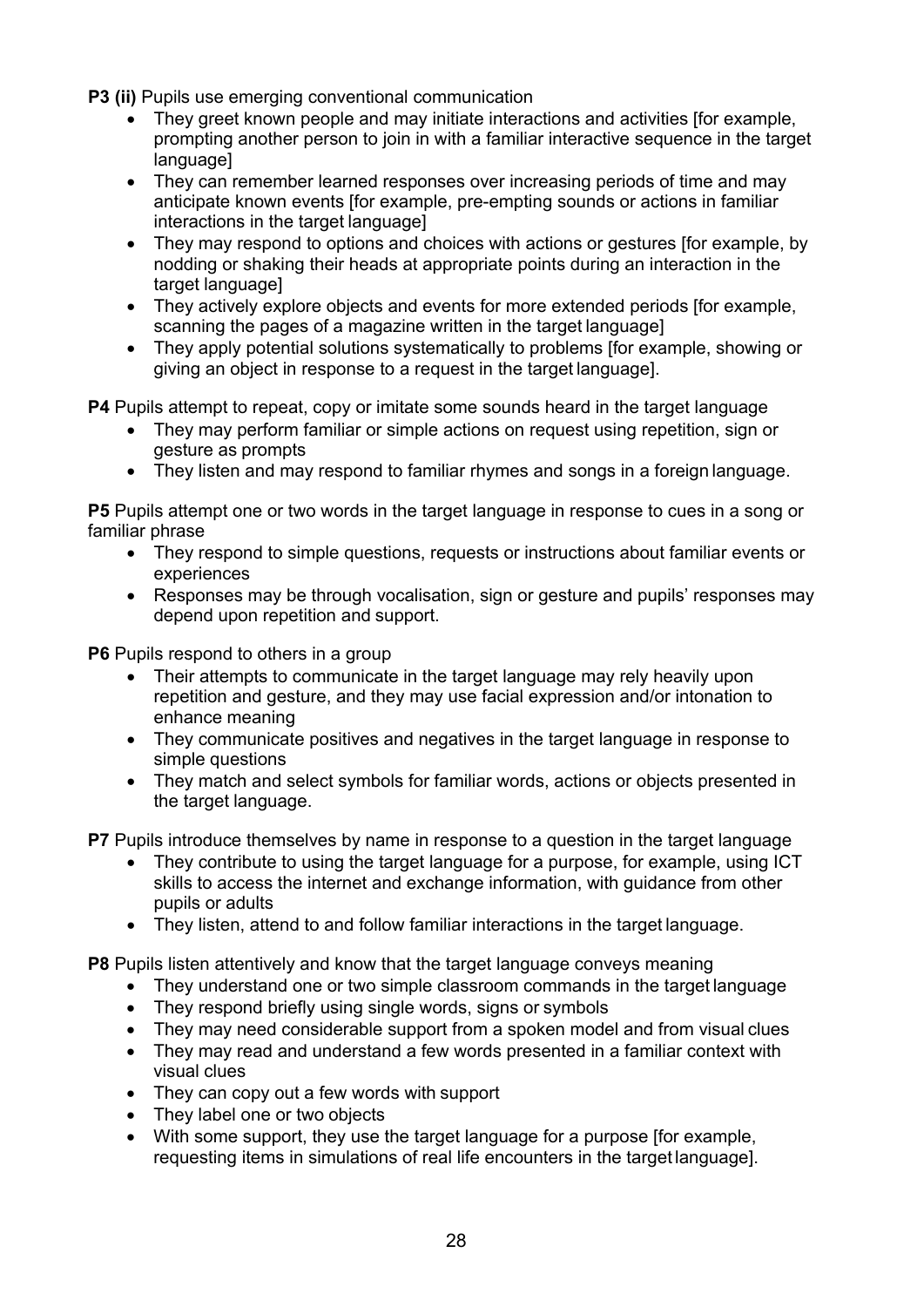**P3 (ii)** Pupils use emerging conventional communication

- They greet known people and may initiate interactions and activities [for example, prompting another person to join in with a familiar interactive sequence in the target language]
- They can remember learned responses over increasing periods of time and may anticipate known events [for example, pre-empting sounds or actions in familiar interactions in the target language]
- They may respond to options and choices with actions or gestures [for example, by nodding or shaking their heads at appropriate points during an interaction in the target language]
- They actively explore objects and events for more extended periods [for example, scanning the pages of a magazine written in the target language]
- They apply potential solutions systematically to problems [for example, showing or giving an object in response to a request in the target language].

**P4** Pupils attempt to repeat, copy or imitate some sounds heard in the target language

- They may perform familiar or simple actions on request using repetition, sign or gesture as prompts
- They listen and may respond to familiar rhymes and songs in a foreign language.

**P5** Pupils attempt one or two words in the target language in response to cues in a song or familiar phrase

- They respond to simple questions, requests or instructions about familiar events or experiences
- Responses may be through vocalisation, sign or gesture and pupils' responses may depend upon repetition and support.

**P6** Pupils respond to others in a group

- Their attempts to communicate in the target language may rely heavily upon repetition and gesture, and they may use facial expression and/or intonation to enhance meaning
- They communicate positives and negatives in the target language in response to simple questions
- They match and select symbols for familiar words, actions or objects presented in the target language.

**P7** Pupils introduce themselves by name in response to a question in the target language

- They contribute to using the target language for a purpose, for example, using ICT skills to access the internet and exchange information, with guidance from other pupils or adults
- They listen, attend to and follow familiar interactions in the target language.

**P8** Pupils listen attentively and know that the target language conveys meaning

- They understand one or two simple classroom commands in the target language
- They respond briefly using single words, signs or symbols
- They may need considerable support from a spoken model and from visual clues
- They may read and understand a few words presented in a familiar context with visual clues
- They can copy out a few words with support
- They label one or two objects
- With some support, they use the target language for a purpose [for example, requesting items in simulations of real life encounters in the target language].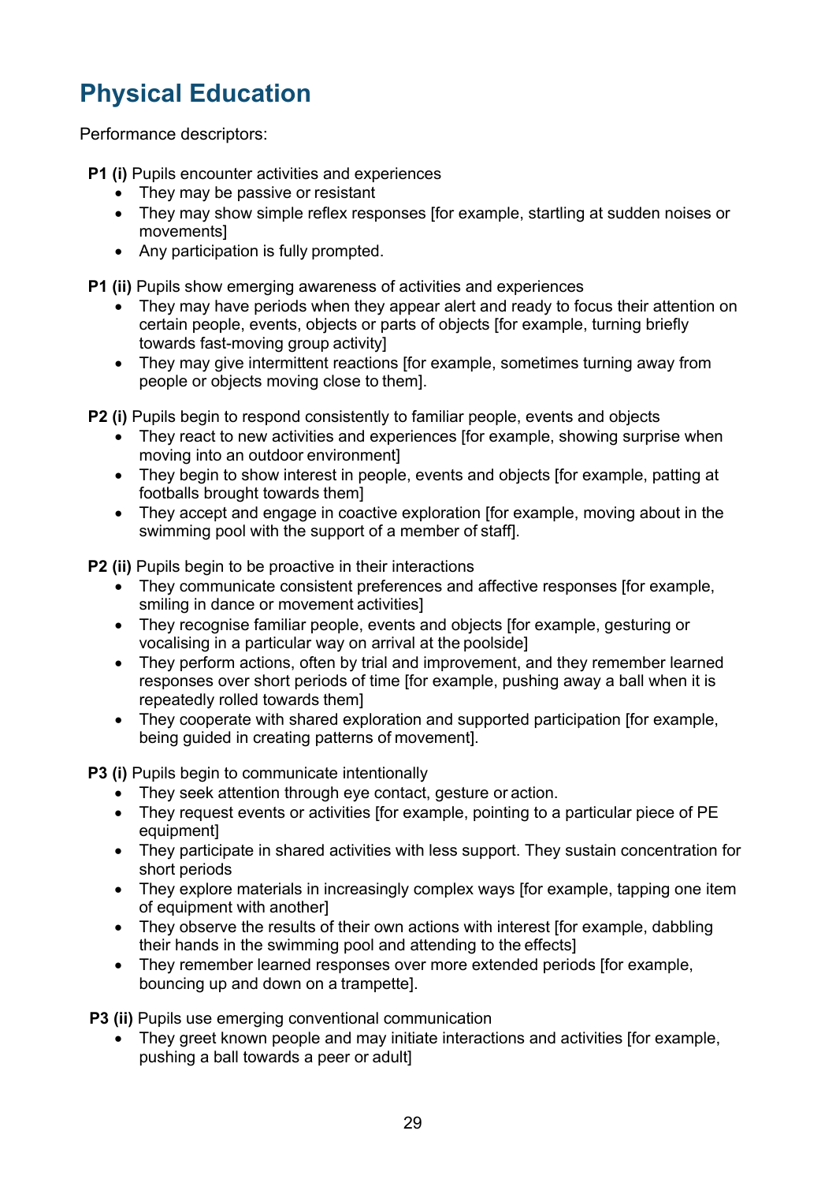# Physical Education

Performance descriptors:

**P1 (i)** Pupils encounter activities and experiences

- They may be passive or resistant
- They may show simple reflex responses [for example, startling at sudden noises or movements]
- Any participation is fully prompted.

**P1 (ii)** Pupils show emerging awareness of activities and experiences

- They may have periods when they appear alert and ready to focus their attention on certain people, events, objects or parts of objects [for example, turning briefly towards fast-moving group activity]
- They may give intermittent reactions [for example, sometimes turning away from people or objects moving close to them].

**P2 (i)** Pupils begin to respond consistently to familiar people, events and objects

- They react to new activities and experiences [for example, showing surprise when moving into an outdoor environment]
- They begin to show interest in people, events and objects [for example, patting at footballs brought towards them]
- They accept and engage in coactive exploration [for example, moving about in the swimming pool with the support of a member of staff].

**P2 (ii)** Pupils begin to be proactive in their interactions

- They communicate consistent preferences and affective responses [for example, smiling in dance or movement activities]
- They recognise familiar people, events and objects [for example, gesturing or vocalising in a particular way on arrival at the poolside]
- They perform actions, often by trial and improvement, and they remember learned responses over short periods of time [for example, pushing away a ball when it is repeatedly rolled towards them]
- They cooperate with shared exploration and supported participation [for example, being guided in creating patterns of movement].

**P3 (i)** Pupils begin to communicate intentionally

- They seek attention through eye contact, gesture or action.
- They request events or activities [for example, pointing to a particular piece of PE equipment]
- They participate in shared activities with less support. They sustain concentration for short periods
- They explore materials in increasingly complex ways [for example, tapping one item of equipment with another]
- They observe the results of their own actions with interest [for example, dabbling their hands in the swimming pool and attending to the effects]
- They remember learned responses over more extended periods [for example, bouncing up and down on a trampette].

**P3 (ii)** Pupils use emerging conventional communication

- They greet known people and may initiate interactions and activities [for example, pushing a ball towards a peer or adult]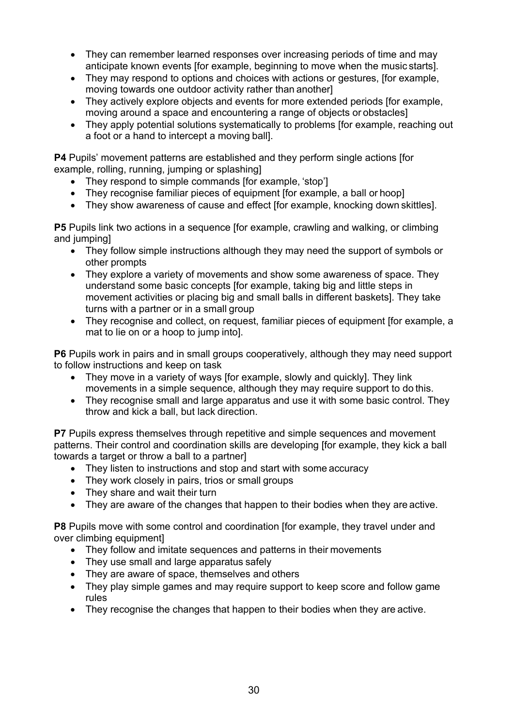- They can remember learned responses over increasing periods of time and may anticipate known events [for example, beginning to move when the music starts].
- They may respond to options and choices with actions or gestures, [for example, moving towards one outdoor activity rather than another]
- They actively explore objects and events for more extended periods [for example, moving around a space and encountering a range of objects or obstacles]
- They apply potential solutions systematically to problems [for example, reaching out a foot or a hand to intercept a moving ball].

**P4** Pupils' movement patterns are established and they perform single actions [for example, rolling, running, jumping or splashing]

- They respond to simple commands [for example, 'stop']
- They recognise familiar pieces of equipment [for example, a ball or hoop]
- They show awareness of cause and effect [for example, knocking down skittles].

**P5** Pupils link two actions in a sequence [for example, crawling and walking, or climbing and jumping]

- They follow simple instructions although they may need the support of symbols or other prompts
- They explore a variety of movements and show some awareness of space. They understand some basic concepts [for example, taking big and little steps in movement activities or placing big and small balls in different baskets]. They take turns with a partner or in a small group
- They recognise and collect, on request, familiar pieces of equipment [for example, a mat to lie on or a hoop to jump into].

**P6** Pupils work in pairs and in small groups cooperatively, although they may need support to follow instructions and keep on task

- They move in a variety of ways [for example, slowly and quickly]. They link movements in a simple sequence, although they may require support to do this.
- They recognise small and large apparatus and use it with some basic control. They throw and kick a ball, but lack direction.

**P7** Pupils express themselves through repetitive and simple sequences and movement patterns. Their control and coordination skills are developing [for example, they kick a ball towards a target or throw a ball to a partner]

- They listen to instructions and stop and start with some accuracy
- They work closely in pairs, trios or small groups
- They share and wait their turn
- They are aware of the changes that happen to their bodies when they are active.

**P8** Pupils move with some control and coordination [for example, they travel under and over climbing equipment]

- They follow and imitate sequences and patterns in their movements
- They use small and large apparatus safely
- They are aware of space, themselves and others
- They play simple games and may require support to keep score and follow game rules
- They recognise the changes that happen to their bodies when they are active.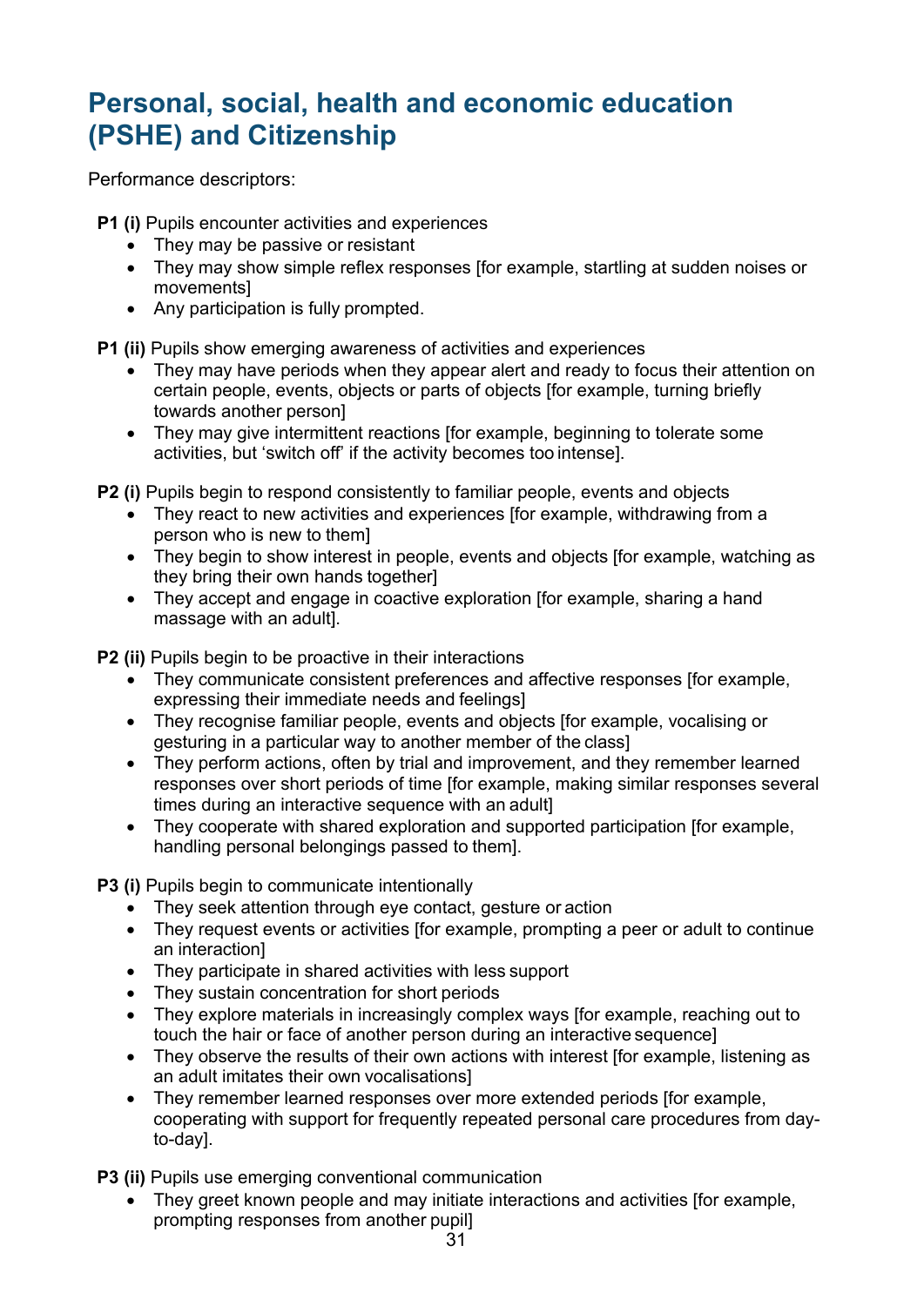# Personal, social, health and economic education (PSHE) and Citizenship

Performance descriptors:

**P1 (i)** Pupils encounter activities and experiences

- They may be passive or resistant
- They may show simple reflex responses [for example, startling at sudden noises or movements]
- Any participation is fully prompted.

**P1 (ii)** Pupils show emerging awareness of activities and experiences

- They may have periods when they appear alert and ready to focus their attention on certain people, events, objects or parts of objects [for example, turning briefly towards another person]
- They may give intermittent reactions [for example, beginning to tolerate some activities, but 'switch off' if the activity becomes too intense].

**P2 (i)** Pupils begin to respond consistently to familiar people, events and objects

- They react to new activities and experiences [for example, withdrawing from a person who is new to them]
- They begin to show interest in people, events and objects [for example, watching as they bring their own hands together]
- They accept and engage in coactive exploration [for example, sharing a hand massage with an adult].

**P2 (ii)** Pupils begin to be proactive in their interactions

- They communicate consistent preferences and affective responses [for example, expressing their immediate needs and feelings]
- They recognise familiar people, events and objects [for example, vocalising or gesturing in a particular way to another member of the class]
- They perform actions, often by trial and improvement, and they remember learned responses over short periods of time [for example, making similar responses several times during an interactive sequence with an adult]
- They cooperate with shared exploration and supported participation [for example, handling personal belongings passed to them].

**P3 (i)** Pupils begin to communicate intentionally

- They seek attention through eye contact, gesture or action
- They request events or activities [for example, prompting a peer or adult to continue an interaction]
- They participate in shared activities with less support
- They sustain concentration for short periods
- They explore materials in increasingly complex ways [for example, reaching out to touch the hair or face of another person during an interactive sequence]
- They observe the results of their own actions with interest [for example, listening as an adult imitates their own vocalisations]
- They remember learned responses over more extended periods [for example, cooperating with support for frequently repeated personal care procedures from day-to-day].

**P3 (ii)** Pupils use emerging conventional communication

- They greet known people and may initiate interactions and activities [for example, prompting responses from another pupil]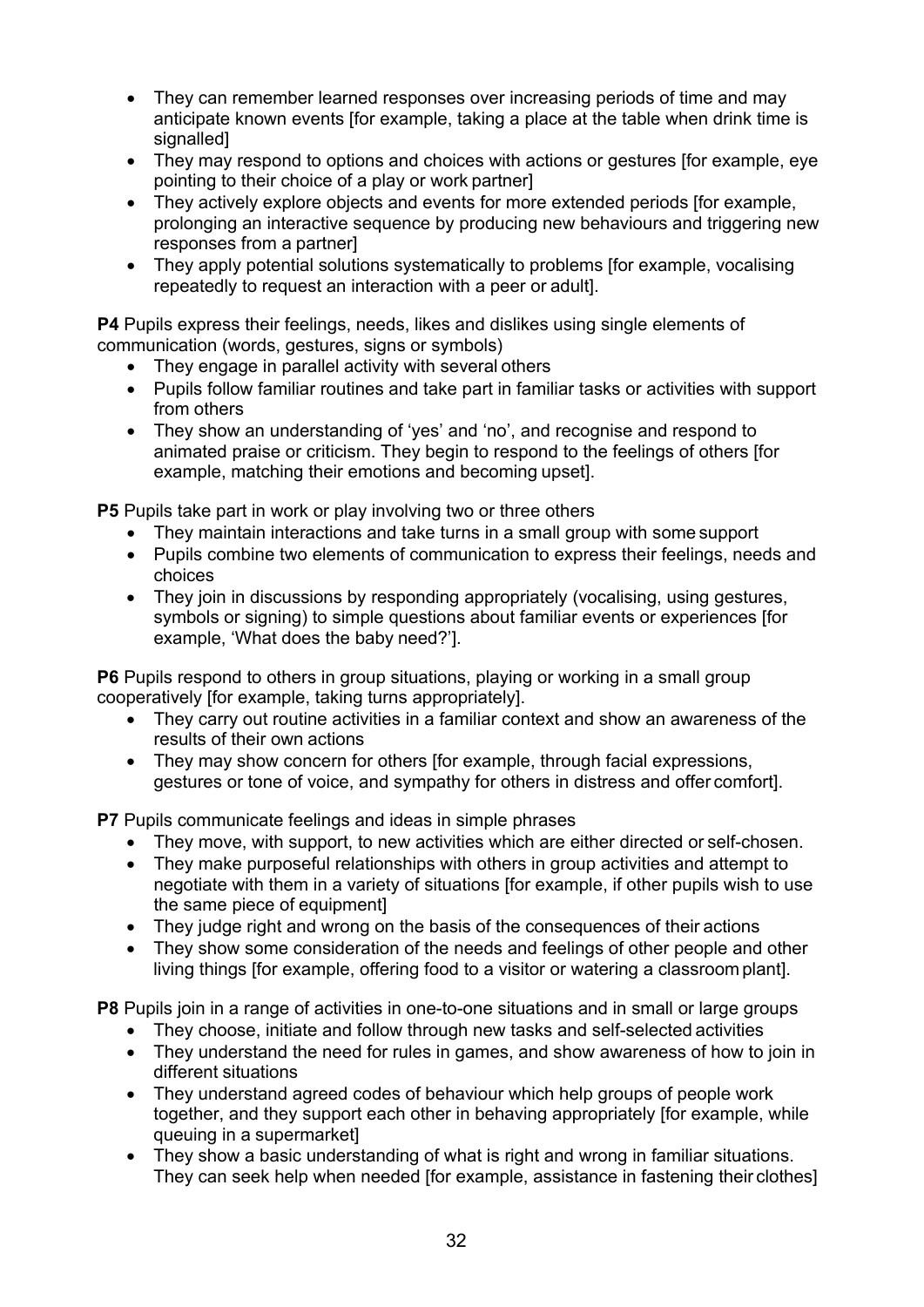- They can remember learned responses over increasing periods of time and may anticipate known events [for example, taking a place at the table when drink time is signalled]
- They may respond to options and choices with actions or gestures [for example, eye pointing to their choice of a play or work partner]
- They actively explore objects and events for more extended periods [for example, prolonging an interactive sequence by producing new behaviours and triggering new responses from a partner]
- They apply potential solutions systematically to problems [for example, vocalising repeatedly to request an interaction with a peer or adult].

**P4** Pupils express their feelings, needs, likes and dislikes using single elements of communication (words, gestures, signs or symbols)

- They engage in parallel activity with several others
- Pupils follow familiar routines and take part in familiar tasks or activities with support from others
- They show an understanding of 'yes' and 'no', and recognise and respond to animated praise or criticism. They begin to respond to the feelings of others [for example, matching their emotions and becoming upset].

**P5** Pupils take part in work or play involving two or three others

- They maintain interactions and take turns in a small group with some support
- Pupils combine two elements of communication to express their feelings, needs and choices
- They join in discussions by responding appropriately (vocalising, using gestures, symbols or signing) to simple questions about familiar events or experiences [for example, 'What does the baby need?'].

**P6** Pupils respond to others in group situations, playing or working in a small group cooperatively [for example, taking turns appropriately].

- They carry out routine activities in a familiar context and show an awareness of the results of their own actions
- They may show concern for others [for example, through facial expressions, gestures or tone of voice, and sympathy for others in distress and offer comfort].

**P7** Pupils communicate feelings and ideas in simple phrases

- They move, with support, to new activities which are either directed or self-chosen.
- They make purposeful relationships with others in group activities and attempt to negotiate with them in a variety of situations [for example, if other pupils wish to use the same piece of equipment]
- They judge right and wrong on the basis of the consequences of their actions
- They show some consideration of the needs and feelings of other people and other living things [for example, offering food to a visitor or watering a classroom plant].

**P8** Pupils join in a range of activities in one-to-one situations and in small or large groups

- They choose, initiate and follow through new tasks and self-selected activities
- They understand the need for rules in games, and show awareness of how to join in different situations
- They understand agreed codes of behaviour which help groups of people work together, and they support each other in behaving appropriately [for example, while queuing in a supermarket]
- They show a basic understanding of what is right and wrong in familiar situations. They can seek help when needed [for example, assistance in fastening their clothes]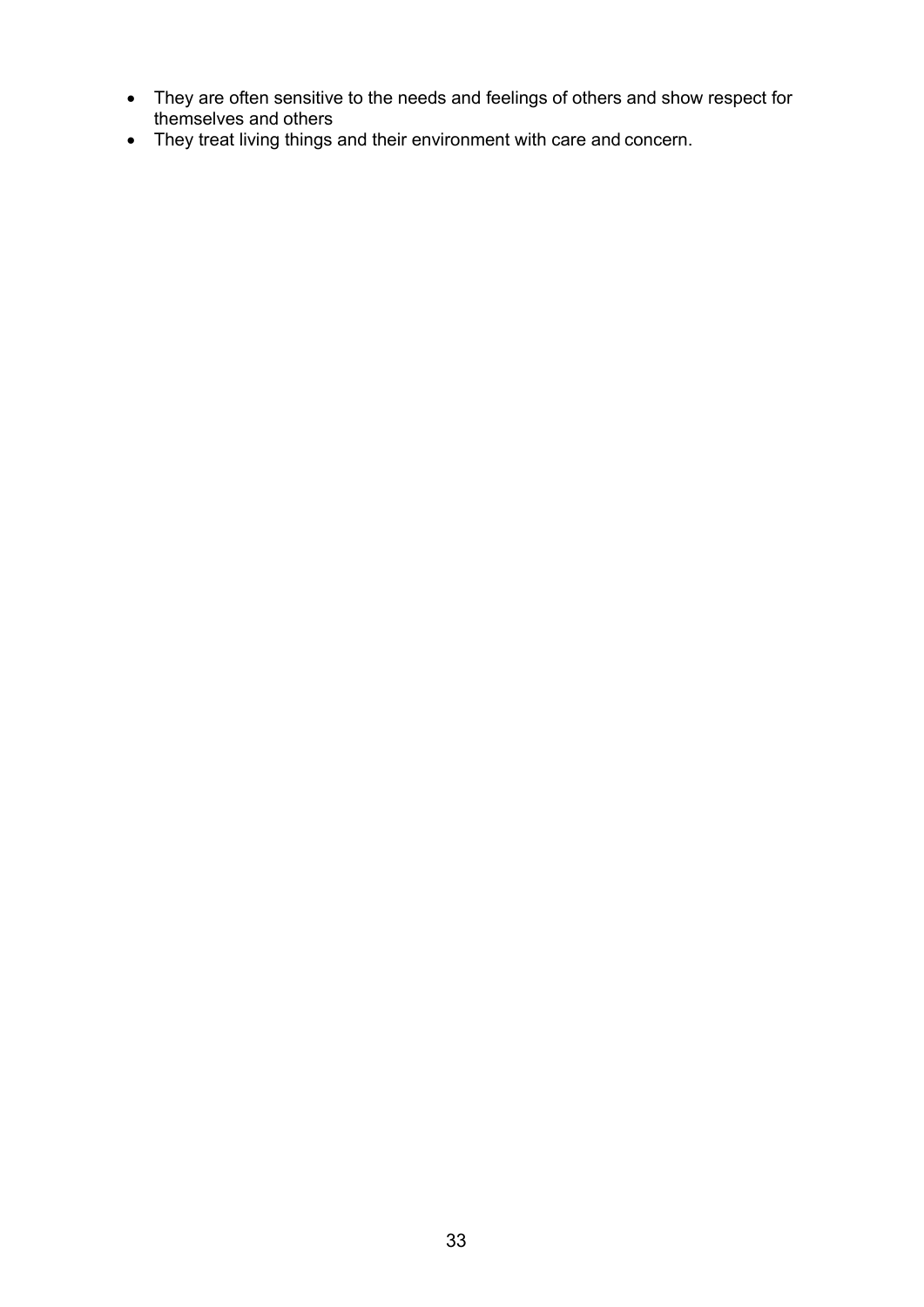- They are often sensitive to the needs and feelings of others and show respect for themselves and others
- They treat living things and their environment with care and concern.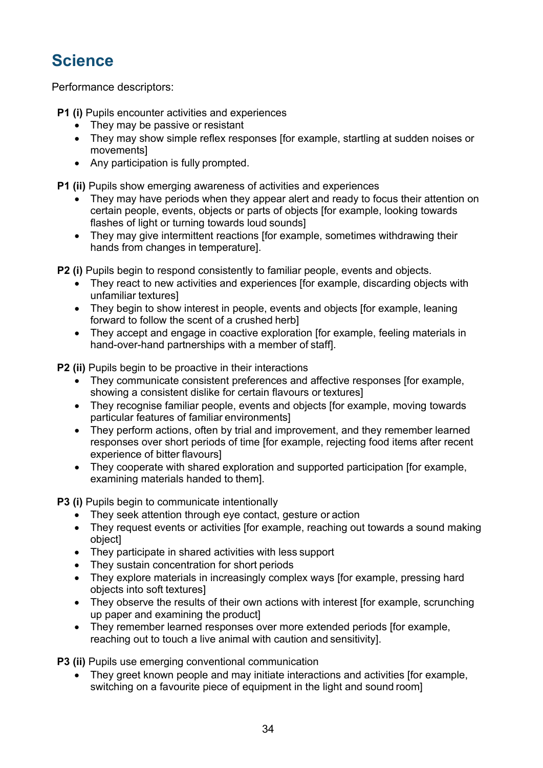## Science

Performance descriptors:

**P1 (i)** Pupils encounter activities and experiences

- They may be passive or resistant
- They may show simple reflex responses [for example, startling at sudden noises or movements]
- Any participation is fully prompted.

**P1 (ii)** Pupils show emerging awareness of activities and experiences

- They may have periods when they appear alert and ready to focus their attention on certain people, events, objects or parts of objects [for example, looking towards flashes of light or turning towards loud sounds]
- They may give intermittent reactions [for example, sometimes withdrawing their hands from changes in temperature].

**P2 (i)** Pupils begin to respond consistently to familiar people, events and objects.

- They react to new activities and experiences [for example, discarding objects with unfamiliar textures]
- They begin to show interest in people, events and objects [for example, leaning forward to follow the scent of a crushed herb]
- They accept and engage in coactive exploration [for example, feeling materials in hand-over-hand partnerships with a member of staff].

**P2 (ii)** Pupils begin to be proactive in their interactions

- They communicate consistent preferences and affective responses [for example, showing a consistent dislike for certain flavours or textures]
- They recognise familiar people, events and objects [for example, moving towards particular features of familiar environments]
- They perform actions, often by trial and improvement, and they remember learned responses over short periods of time [for example, rejecting food items after recent experience of bitter flavours]
- They cooperate with shared exploration and supported participation [for example, examining materials handed to them].

**P3 (i)** Pupils begin to communicate intentionally

- They seek attention through eye contact, gesture or action
- They request events or activities [for example, reaching out towards a sound making object]
- They participate in shared activities with less support
- They sustain concentration for short periods
- They explore materials in increasingly complex ways [for example, pressing hard objects into soft textures]
- They observe the results of their own actions with interest [for example, scrunching up paper and examining the product]
- They remember learned responses over more extended periods [for example, reaching out to touch a live animal with caution and sensitivity].

**P3 (ii)** Pupils use emerging conventional communication

- They greet known people and may initiate interactions and activities [for example, switching on a favourite piece of equipment in the light and sound room]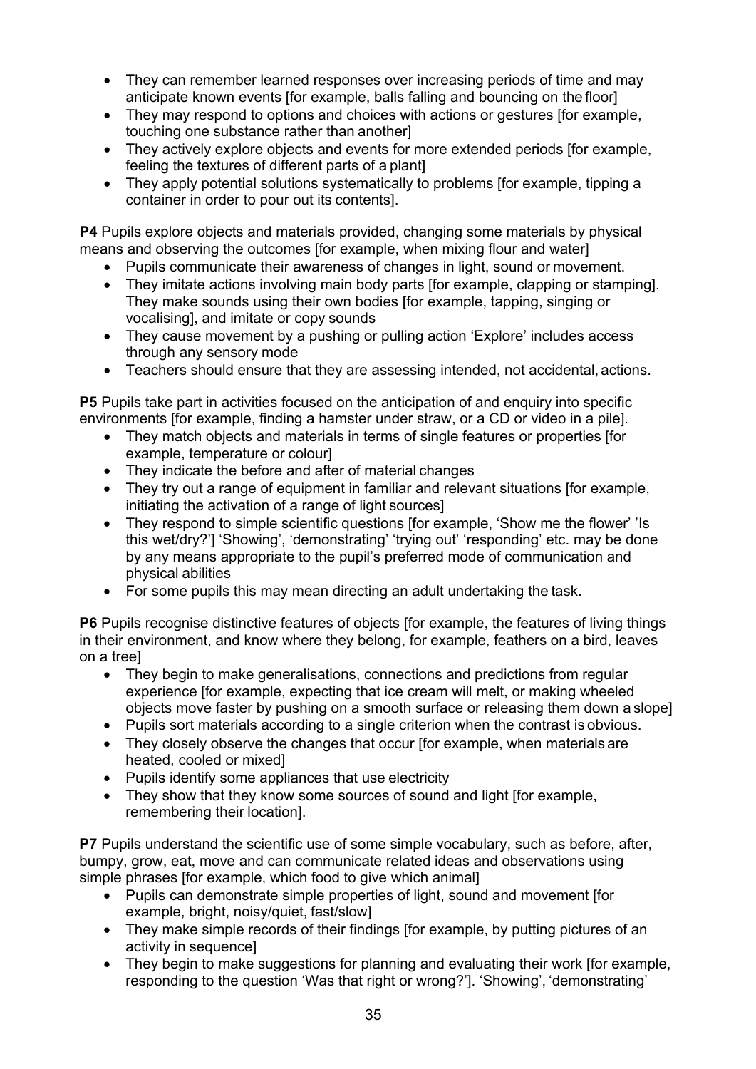- They can remember learned responses over increasing periods of time and may anticipate known events [for example, balls falling and bouncing on the floor]
- They may respond to options and choices with actions or gestures [for example, touching one substance rather than another]
- They actively explore objects and events for more extended periods [for example, feeling the textures of different parts of a plant]
- They apply potential solutions systematically to problems [for example, tipping a container in order to pour out its contents].

**P4** Pupils explore objects and materials provided, changing some materials by physical means and observing the outcomes [for example, when mixing flour and water]

- Pupils communicate their awareness of changes in light, sound or movement.
- They imitate actions involving main body parts [for example, clapping or stamping]. They make sounds using their own bodies [for example, tapping, singing or vocalising], and imitate or copy sounds
- They cause movement by a pushing or pulling action 'Explore' includes access through any sensory mode
- Teachers should ensure that they are assessing intended, not accidental, actions.

**P5** Pupils take part in activities focused on the anticipation of and enquiry into specific environments [for example, finding a hamster under straw, or a CD or video in a pile].

- They match objects and materials in terms of single features or properties [for example, temperature or colour]
- They indicate the before and after of material changes
- They try out a range of equipment in familiar and relevant situations [for example, initiating the activation of a range of light sources]
- They respond to simple scientific questions [for example, 'Show me the flower' 'Is this wet/dry?'] 'Showing', 'demonstrating' 'trying out' 'responding' etc. may be done by any means appropriate to the pupil's preferred mode of communication and physical abilities
- For some pupils this may mean directing an adult undertaking the task.

**P6** Pupils recognise distinctive features of objects [for example, the features of living things in their environment, and know where they belong, for example, feathers on a bird, leaves on a tree]

- They begin to make generalisations, connections and predictions from regular experience [for example, expecting that ice cream will melt, or making wheeled objects move faster by pushing on a smooth surface or releasing them down a slope]
- Pupils sort materials according to a single criterion when the contrast is obvious.
- They closely observe the changes that occur [for example, when materials are heated, cooled or mixed]
- Pupils identify some appliances that use electricity
- They show that they know some sources of sound and light [for example, remembering their location].

**P7** Pupils understand the scientific use of some simple vocabulary, such as before, after, bumpy, grow, eat, move and can communicate related ideas and observations using simple phrases [for example, which food to give which animal]

- Pupils can demonstrate simple properties of light, sound and movement [for example, bright, noisy/quiet, fast/slow]
- They make simple records of their findings [for example, by putting pictures of an activity in sequence]
- They begin to make suggestions for planning and evaluating their work [for example, responding to the question 'Was that right or wrong?']. 'Showing', 'demonstrating'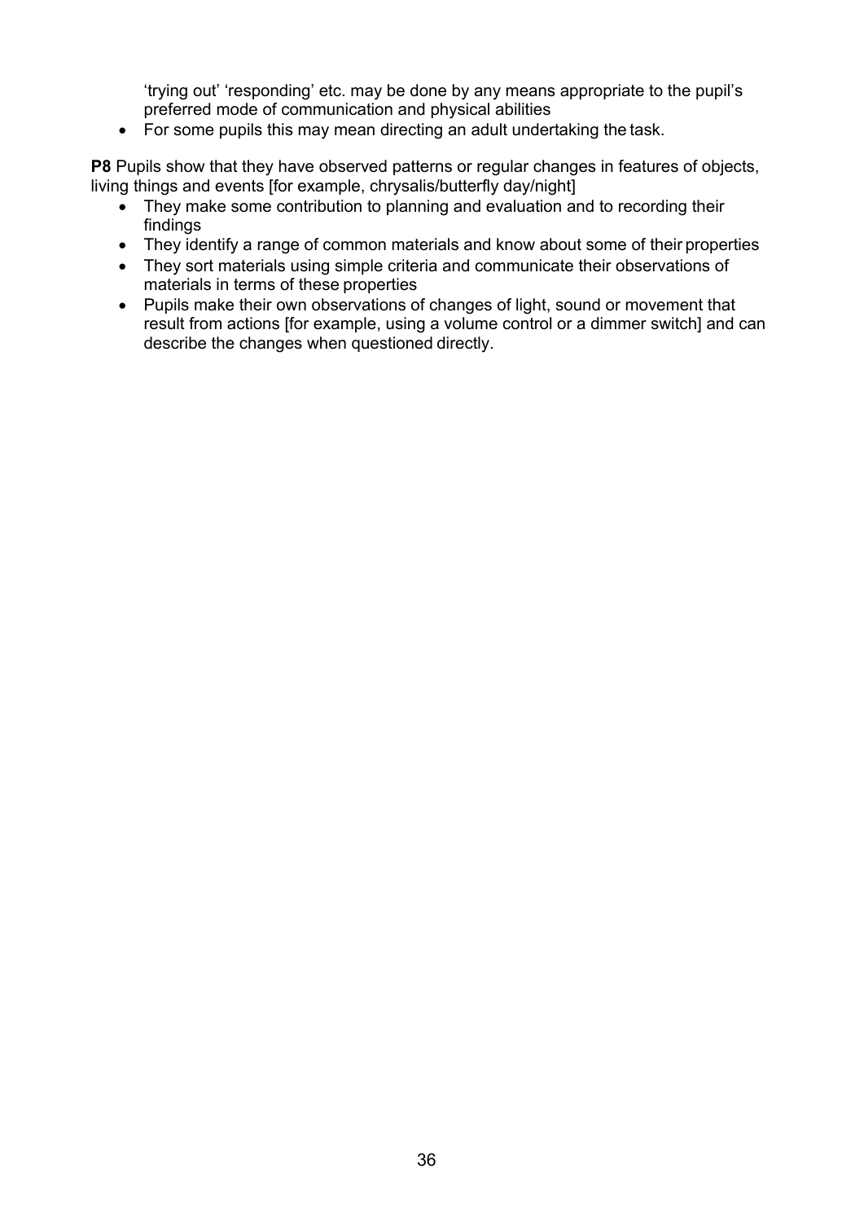'trying out' 'responding' etc. may be done by any means appropriate to the pupil's preferred mode of communication and physical abilities

- For some pupils this may mean directing an adult undertaking the task.

**P8** Pupils show that they have observed patterns or regular changes in features of objects, living things and events [for example, chrysalis/butterfly day/night]

- They make some contribution to planning and evaluation and to recording their findings
- They identify a range of common materials and know about some of their properties
- They sort materials using simple criteria and communicate their observations of materials in terms of these properties
- Pupils make their own observations of changes of light, sound or movement that result from actions [for example, using a volume control or a dimmer switch] and can describe the changes when questioned directly.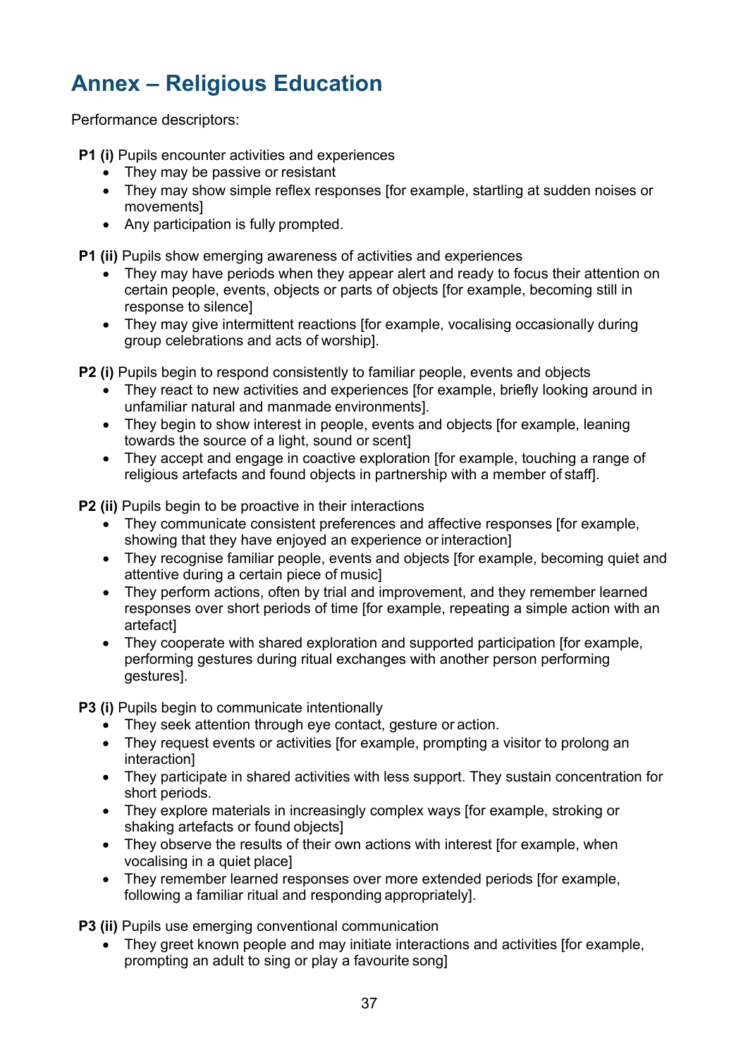# Annex – Religious Education

Performance descriptors:

**P1 (i)** Pupils encounter activities and experiences

- They may be passive or resistant
- They may show simple reflex responses [for example, startling at sudden noises or movements]
- Any participation is fully prompted.

**P1 (ii)** Pupils show emerging awareness of activities and experiences

- They may have periods when they appear alert and ready to focus their attention on certain people, events, objects or parts of objects [for example, becoming still in response to silence]
- They may give intermittent reactions [for example, vocalising occasionally during group celebrations and acts of worship].

**P2 (i)** Pupils begin to respond consistently to familiar people, events and objects

- They react to new activities and experiences [for example, briefly looking around in unfamiliar natural and manmade environments].
- They begin to show interest in people, events and objects [for example, leaning towards the source of a light, sound or scent]
- They accept and engage in coactive exploration [for example, touching a range of religious artefacts and found objects in partnership with a member of staff].

**P2 (ii)** Pupils begin to be proactive in their interactions

- They communicate consistent preferences and affective responses [for example, showing that they have enjoyed an experience or interaction]
- They recognise familiar people, events and objects [for example, becoming quiet and attentive during a certain piece of music]
- They perform actions, often by trial and improvement, and they remember learned responses over short periods of time [for example, repeating a simple action with an artefact]
- They cooperate with shared exploration and supported participation [for example, performing gestures during ritual exchanges with another person performing gestures].

**P3 (i)** Pupils begin to communicate intentionally

- They seek attention through eye contact, gesture or action.
- They request events or activities [for example, prompting a visitor to prolong an interaction]
- They participate in shared activities with less support. They sustain concentration for short periods.
- They explore materials in increasingly complex ways [for example, stroking or shaking artefacts or found objects]
- They observe the results of their own actions with interest [for example, when vocalising in a quiet place]
- They remember learned responses over more extended periods [for example, following a familiar ritual and responding appropriately].

**P3 (ii)** Pupils use emerging conventional communication

- They greet known people and may initiate interactions and activities [for example, prompting an adult to sing or play a favourite song]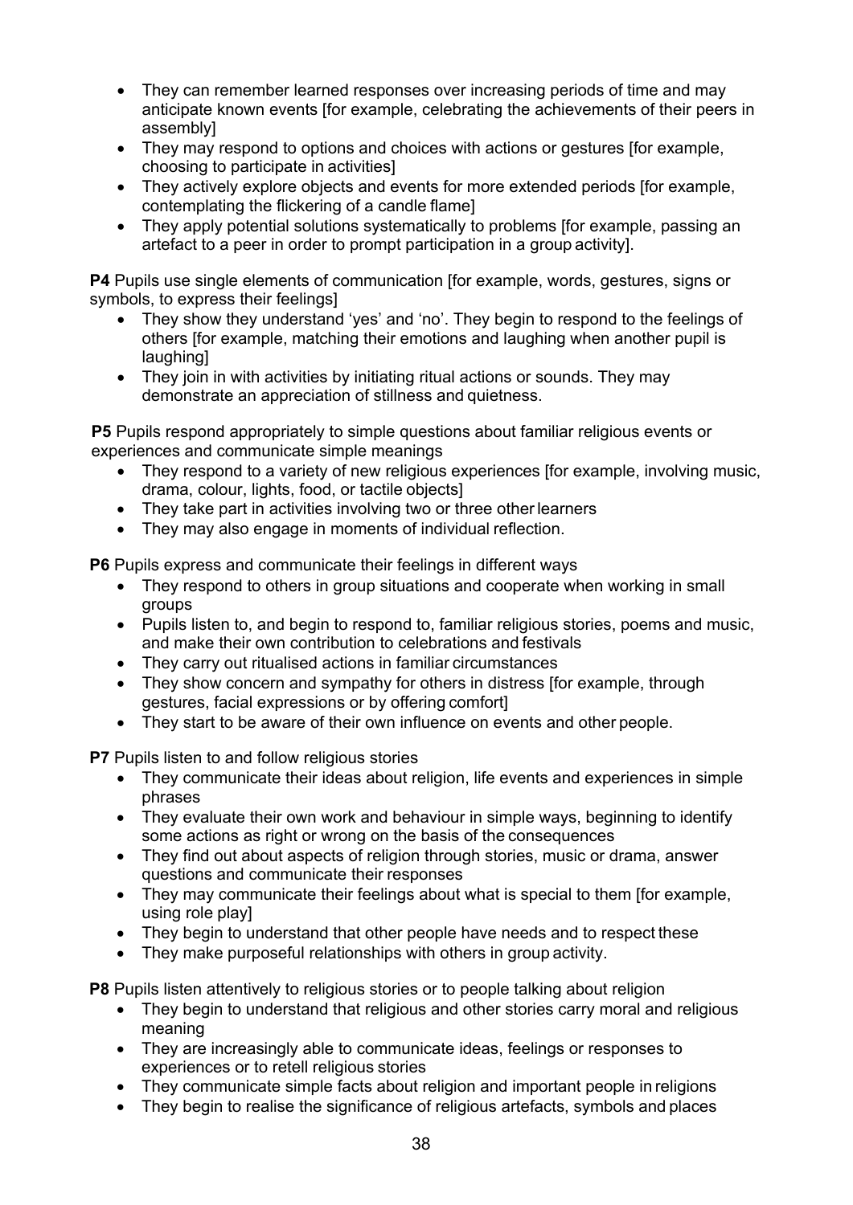- They can remember learned responses over increasing periods of time and may anticipate known events [for example, celebrating the achievements of their peers in assembly]
- They may respond to options and choices with actions or gestures [for example, choosing to participate in activities]
- They actively explore objects and events for more extended periods [for example, contemplating the flickering of a candle flame]
- They apply potential solutions systematically to problems [for example, passing an artefact to a peer in order to prompt participation in a group activity].

**P4** Pupils use single elements of communication [for example, words, gestures, signs or symbols, to express their feelings]

- They show they understand 'yes' and 'no'. They begin to respond to the feelings of others [for example, matching their emotions and laughing when another pupil is laughing]
- They join in with activities by initiating ritual actions or sounds. They may demonstrate an appreciation of stillness and quietness.

**P5** Pupils respond appropriately to simple questions about familiar religious events or experiences and communicate simple meanings

- They respond to a variety of new religious experiences [for example, involving music, drama, colour, lights, food, or tactile objects]
- They take part in activities involving two or three other learners
- They may also engage in moments of individual reflection.

**P6** Pupils express and communicate their feelings in different ways

- They respond to others in group situations and cooperate when working in small groups
- Pupils listen to, and begin to respond to, familiar religious stories, poems and music, and make their own contribution to celebrations and festivals
- They carry out ritualised actions in familiar circumstances
- They show concern and sympathy for others in distress [for example, through gestures, facial expressions or by offering comfort]
- They start to be aware of their own influence on events and other people.

**P7** Pupils listen to and follow religious stories

- They communicate their ideas about religion, life events and experiences in simple phrases
- They evaluate their own work and behaviour in simple ways, beginning to identify some actions as right or wrong on the basis of the consequences
- They find out about aspects of religion through stories, music or drama, answer questions and communicate their responses
- They may communicate their feelings about what is special to them [for example, using role play]
- They begin to understand that other people have needs and to respect these
- They make purposeful relationships with others in group activity.

**P8** Pupils listen attentively to religious stories or to people talking about religion

- They begin to understand that religious and other stories carry moral and religious meaning
- They are increasingly able to communicate ideas, feelings or responses to experiences or to retell religious stories
- They communicate simple facts about religion and important people in religions
- They begin to realise the significance of religious artefacts, symbols and places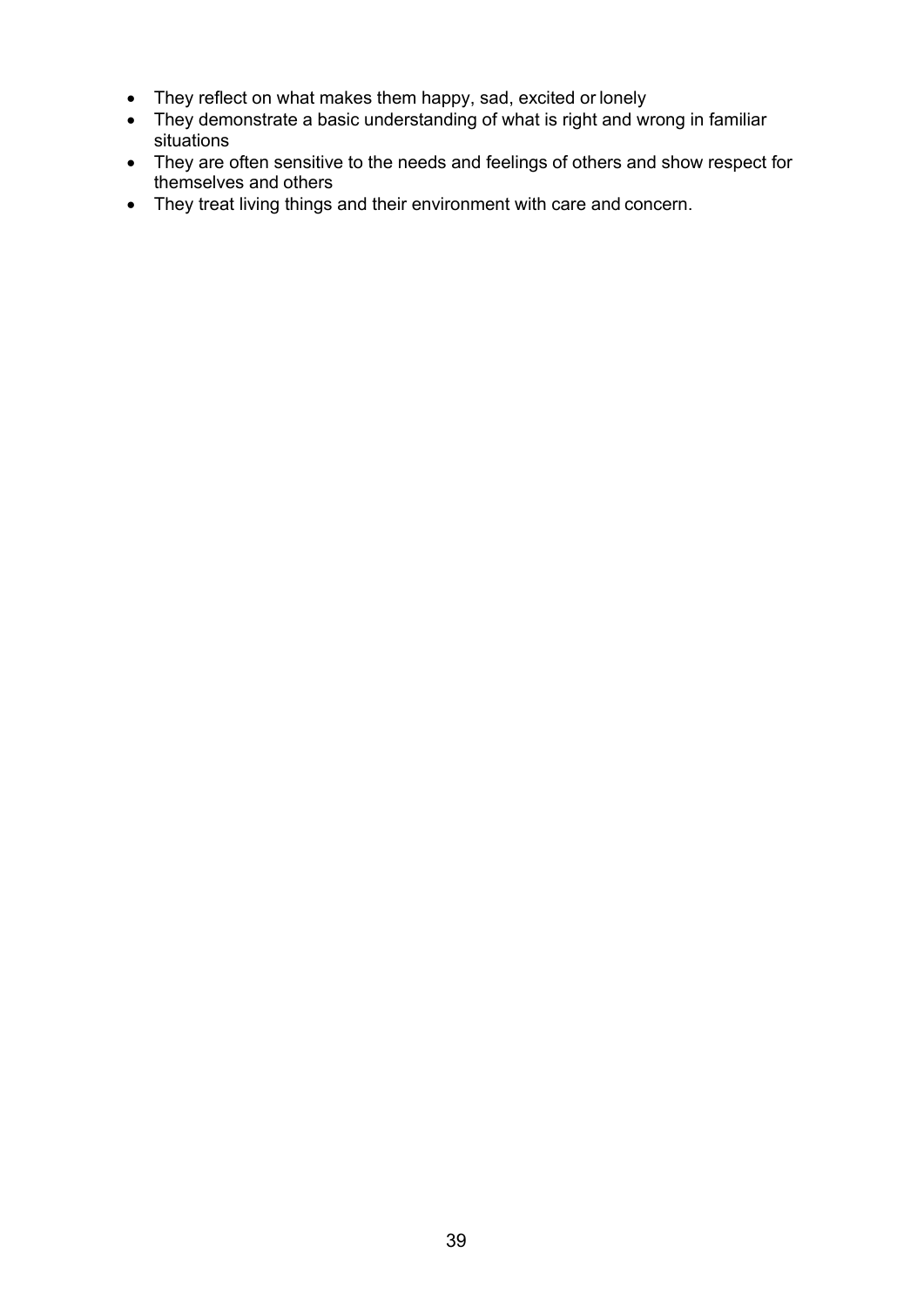- They reflect on what makes them happy, sad, excited or lonely
- They demonstrate a basic understanding of what is right and wrong in familiar situations
- They are often sensitive to the needs and feelings of others and show respect for themselves and others
- They treat living things and their environment with care and concern.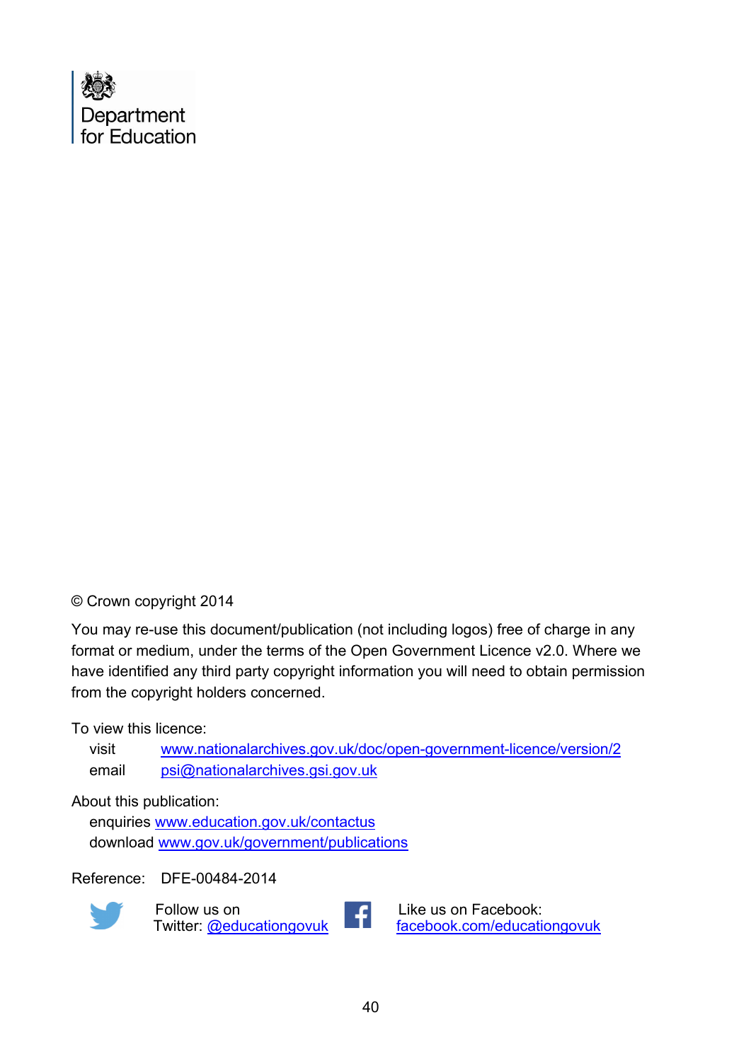Department for Education

© Crown copyright 2014

You may re-use this document/publication (not including logos) free of charge in any format or medium, under the terms of the Open Government Licence v2.0. Where we have identified any third party copyright information you will need to obtain permission from the copyright holders concerned.

To view this licence:

visit www.nationalarchives.gov.uk/doc/open-government-licence/version/2
email psi@nationalarchives.gsi.gov.uk

About this publication:

enquiries www.education.gov.uk/contactus
download www.gov.uk/government/publications

Reference: DFE-00484-2014

Follow us on Twitter: @educationgovuk

Like us on Facebook: facebook.com/educationgovuk